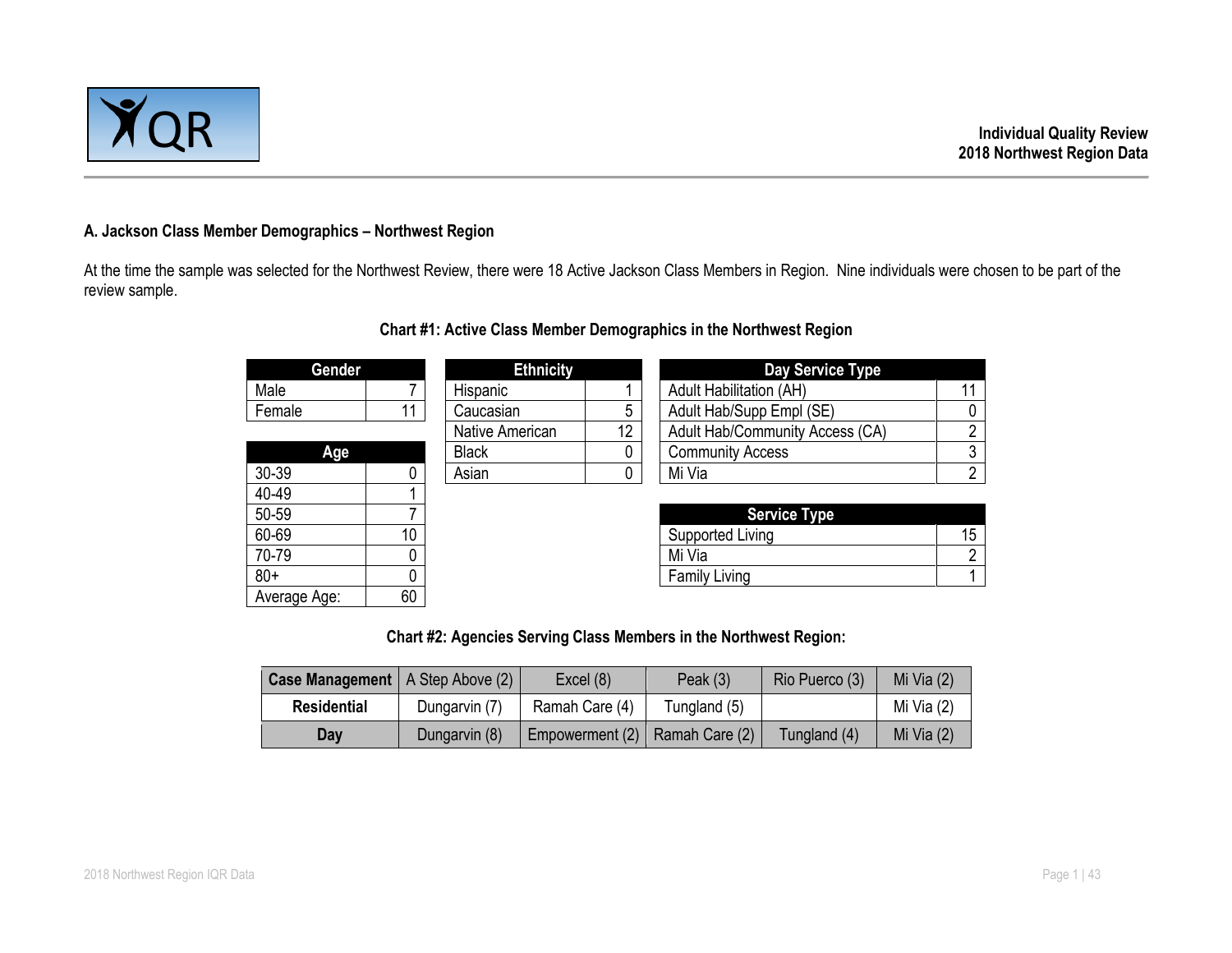**Individual Quality Review**
**2018 Northwest Region Data**

### A. Jackson Class Member Demographics – Northwest Region

At the time the sample was selected for the Northwest Review, there were 18 Active Jackson Class Members in Region. Nine individuals were chosen to be part of the review sample.

**Chart #1: Active Class Member Demographics in the Northwest Region**

| Gender | |
|---|---|
| Male | 7 |
| Female | 11 |

| Age | |
|---|---|
| 30-39 | 0 |
| 40-49 | 1 |
| 50-59 | 7 |
| 60-69 | 10 |
| 70-79 | 0 |
| 80+ | 0 |
| Average Age: | 60 |

| Ethnicity | |
|---|---|
| Hispanic | 1 |
| Caucasian | 5 |
| Native American | 12 |
| Black | 0 |
| Asian | 0 |

| Day Service Type | |
|---|---|
| Adult Habilitation (AH) | 11 |
| Adult Hab/Supp Empl (SE) | 0 |
| Adult Hab/Community Access (CA) | 2 |
| Community Access | 3 |
| Mi Via | 2 |

| Service Type | |
|---|---|
| Supported Living | 15 |
| Mi Via | 2 |
| Family Living | 1 |

**Chart #2: Agencies Serving Class Members in the Northwest Region:**

| Case Management | A Step Above (2) | Excel (8) | Peak (3) | Rio Puerco (3) | Mi Via (2) |
|---|---|---|---|---|---|
| **Residential** | Dungarvin (7) | Ramah Care (4) | Tungland (5) | | Mi Via (2) |
| **Day** | Dungarvin (8) | Empowerment (2) | Ramah Care (2) | Tungland (4) | Mi Via (2) |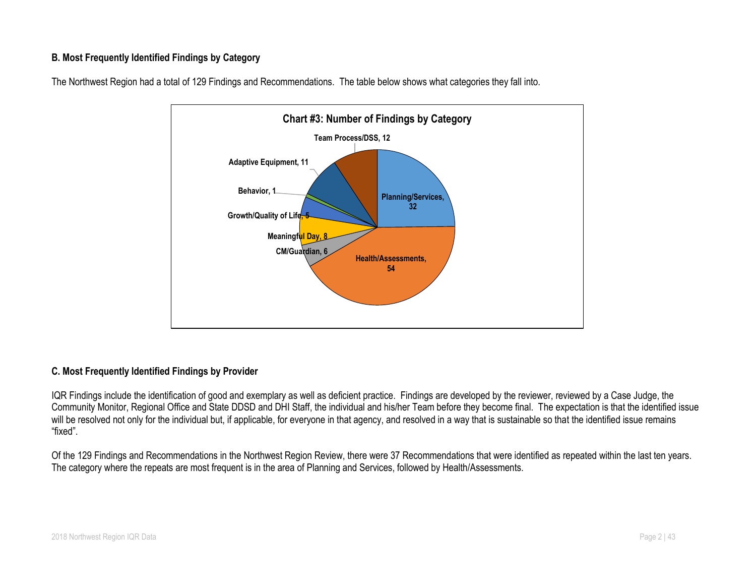**B. Most Frequently Identified Findings by Category**

The Northwest Region had a total of 129 Findings and Recommendations. The table below shows what categories they fall into.

**Chart #3: Number of Findings by Category**

| Category | Number |
| --- | --- |
| Planning/Services | 32 |
| Health/Assessments | 54 |
| CM/Guardian | 6 |
| Meaningful Day | 8 |
| Growth/Quality of Life | 5 |
| Behavior | 1 |
| Adaptive Equipment | 11 |
| Team Process/DSS | 12 |

**C. Most Frequently Identified Findings by Provider**

IQR Findings include the identification of good and exemplary as well as deficient practice. Findings are developed by the reviewer, reviewed by a Case Judge, the Community Monitor, Regional Office and State DDSD and DHI Staff, the individual and his/her Team before they become final. The expectation is that the identified issue will be resolved not only for the individual but, if applicable, for everyone in that agency, and resolved in a way that is sustainable so that the identified issue remains "fixed".

Of the 129 Findings and Recommendations in the Northwest Region Review, there were 37 Recommendations that were identified as repeated within the last ten years. The category where the repeats are most frequent is in the area of Planning and Services, followed by Health/Assessments.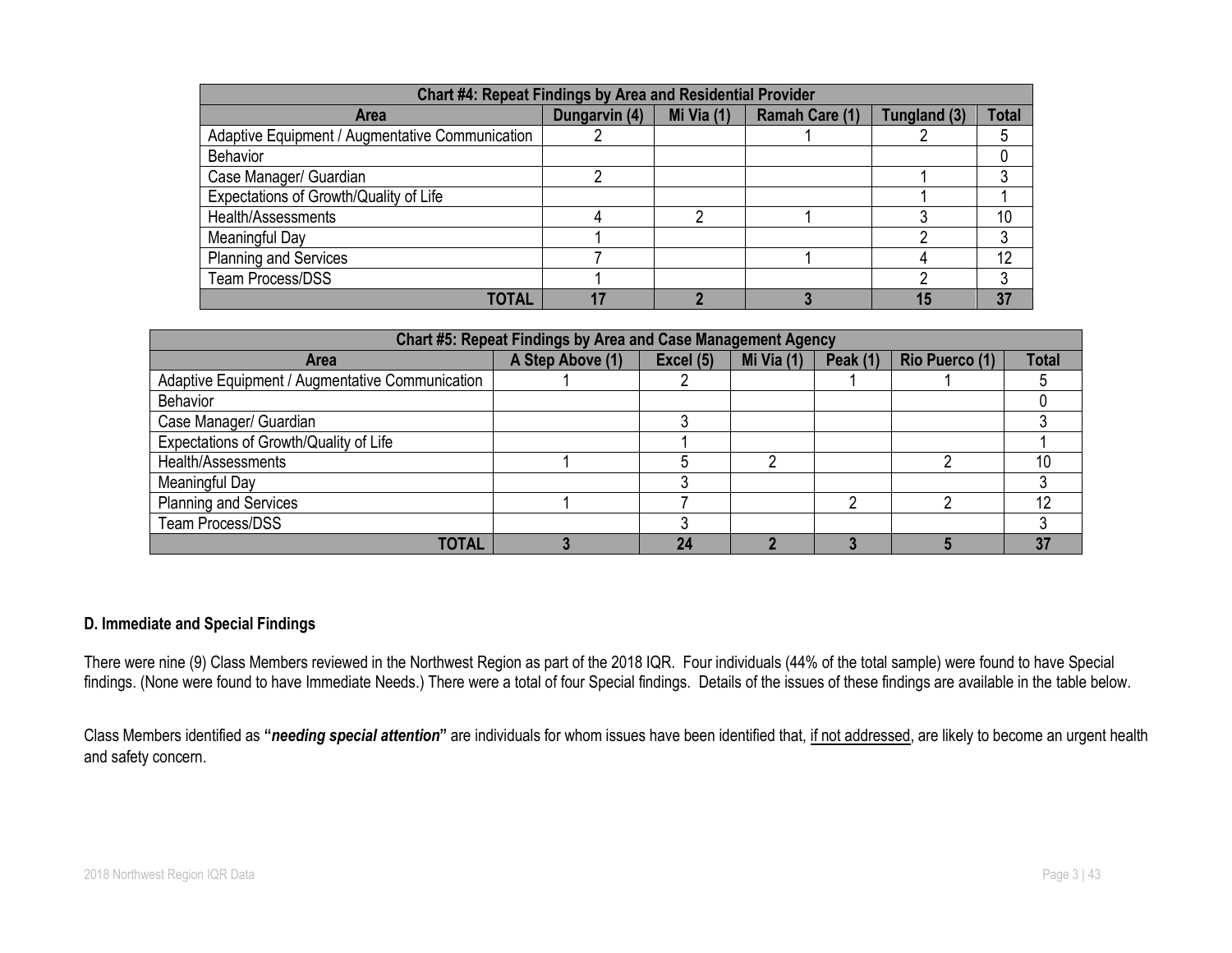| Chart #4: Repeat Findings by Area and Residential Provider | | | | | |
|---|---|---|---|---|---|
| **Area** | **Dungarvin (4)** | **Mi Via (1)** | **Ramah Care (1)** | **Tungland (3)** | **Total** |
| Adaptive Equipment / Augmentative Communication | 2 | | 1 | 2 | 5 |
| Behavior | | | | | 0 |
| Case Manager/ Guardian | 2 | | | 1 | 3 |
| Expectations of Growth/Quality of Life | | | | 1 | 1 |
| Health/Assessments | 4 | 2 | 1 | 3 | 10 |
| Meaningful Day | 1 | | | 2 | 3 |
| Planning and Services | 7 | | 1 | 4 | 12 |
| Team Process/DSS | 1 | | | 2 | 3 |
| **TOTAL** | **17** | **2** | **3** | **15** | **37** |

| Chart #5: Repeat Findings by Area and Case Management Agency | | | | | | |
|---|---|---|---|---|---|---|
| **Area** | **A Step Above (1)** | **Excel (5)** | **Mi Via (1)** | **Peak (1)** | **Rio Puerco (1)** | **Total** |
| Adaptive Equipment / Augmentative Communication | 1 | 2 | | 1 | 1 | 5 |
| Behavior | | | | | | 0 |
| Case Manager/ Guardian | | 3 | | | | 3 |
| Expectations of Growth/Quality of Life | | 1 | | | | 1 |
| Health/Assessments | 1 | 5 | 2 | | 2 | 10 |
| Meaningful Day | | 3 | | | | 3 |
| Planning and Services | 1 | 7 | | 2 | 2 | 12 |
| Team Process/DSS | | 3 | | | | 3 |
| **TOTAL** | **3** | **24** | **2** | **3** | **5** | **37** |

### D. Immediate and Special Findings

There were nine (9) Class Members reviewed in the Northwest Region as part of the 2018 IQR. Four individuals (44% of the total sample) were found to have Special findings. (None were found to have Immediate Needs.) There were a total of four Special findings. Details of the issues of these findings are available in the table below.

Class Members identified as **"*needing special attention*"** are individuals for whom issues have been identified that, <u>if not addressed</u>, are likely to become an urgent health and safety concern.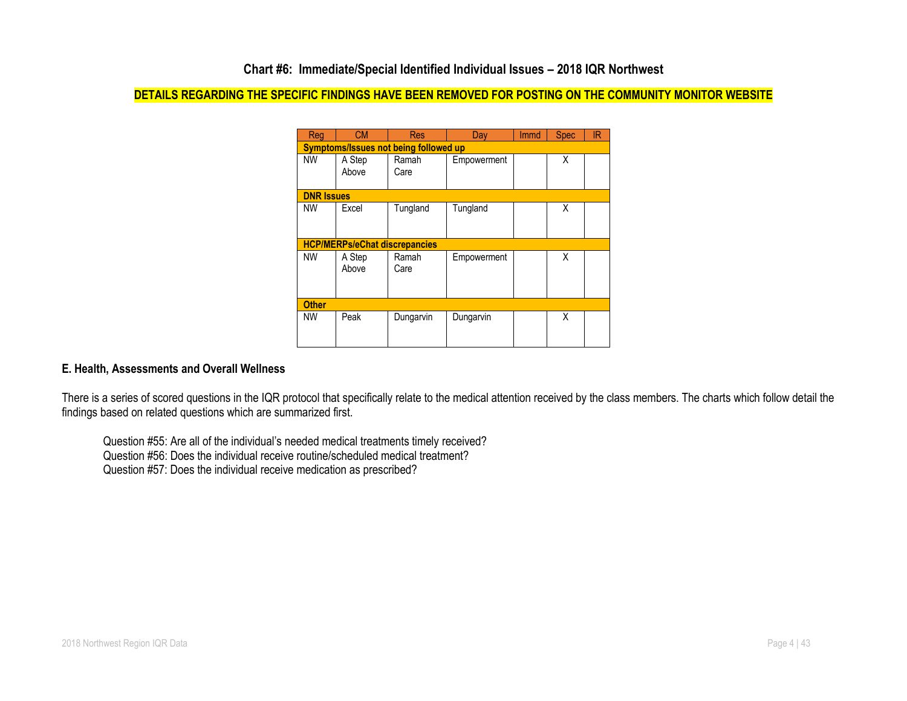## Chart #6: Immediate/Special Identified Individual Issues – 2018 IQR Northwest

**DETAILS REGARDING THE SPECIFIC FINDINGS HAVE BEEN REMOVED FOR POSTING ON THE COMMUNITY MONITOR WEBSITE**

| Reg | CM | Res | Day | Immd | Spec | IR |
|---|---|---|---|---|---|---|
| **Symptoms/Issues not being followed up** | | | | | | |
| NW | A Step Above | Ramah Care | Empowerment | | X | |
| **DNR Issues** | | | | | | |
| NW | Excel | Tungland | Tungland | | X | |
| **HCP/MERPs/eChat discrepancies** | | | | | | |
| NW | A Step Above | Ramah Care | Empowerment | | X | |
| **Other** | | | | | | |
| NW | Peak | Dungarvin | Dungarvin | | X | |

### E. Health, Assessments and Overall Wellness

There is a series of scored questions in the IQR protocol that specifically relate to the medical attention received by the class members. The charts which follow detail the findings based on related questions which are summarized first.

Question #55: Are all of the individual's needed medical treatments timely received?
Question #56: Does the individual receive routine/scheduled medical treatment?
Question #57: Does the individual receive medication as prescribed?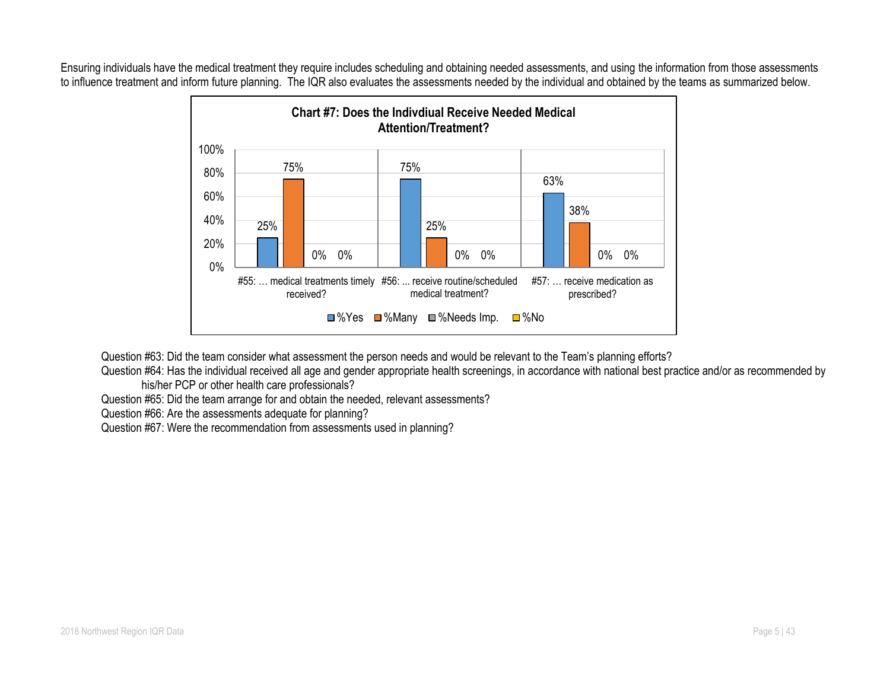Ensuring individuals have the medical treatment they require includes scheduling and obtaining needed assessments, and using the information from those assessments to influence treatment and inform future planning. The IQR also evaluates the assessments needed by the individual and obtained by the teams as summarized below.

**Chart #7: Does the Indivdiual Receive Needed Medical Attention/Treatment?**

| | %Yes | %Many | %Needs Imp. | %No |
|---|---|---|---|---|
| #55: … medical treatments timely received? | 25% | 75% | 0% | 0% |
| #56: ... receive routine/scheduled medical treatment? | 75% | 25% | 0% | 0% |
| #57: … receive medication as prescribed? | 63% | 38% | 0% | 0% |

Question #63: Did the team consider what assessment the person needs and would be relevant to the Team's planning efforts?

Question #64: Has the individual received all age and gender appropriate health screenings, in accordance with national best practice and/or as recommended by his/her PCP or other health care professionals?

Question #65: Did the team arrange for and obtain the needed, relevant assessments?

Question #66: Are the assessments adequate for planning?

Question #67: Were the recommendation from assessments used in planning?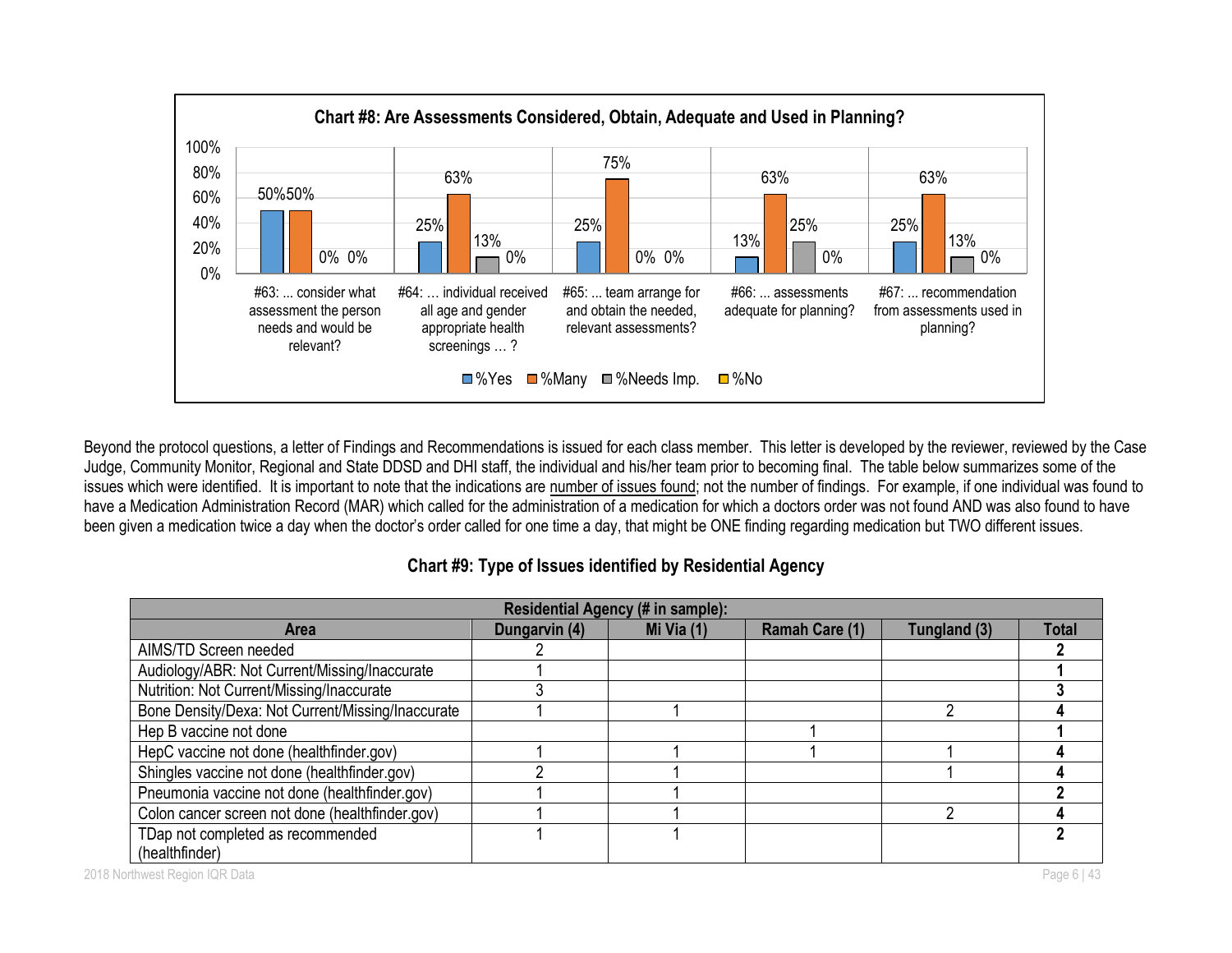**Chart #8: Are Assessments Considered, Obtain, Adequate and Used in Planning?**

| Question | %Yes | %Many | %Needs Imp. | %No |
|---|---|---|---|---|
| #63: ... consider what assessment the person needs and would be relevant? | 50% | 50% | 0% | 0% |
| #64: … individual received all age and gender appropriate health screenings … ? | 25% | 63% | 13% | 0% |
| #65: ... team arrange for and obtain the needed, relevant assessments? | 25% | 75% | 0% | 0% |
| #66: ... assessments adequate for planning? | 13% | 63% | 25% | 0% |
| #67: ... recommendation from assessments used in planning? | 25% | 63% | 13% | 0% |

Beyond the protocol questions, a letter of Findings and Recommendations is issued for each class member. This letter is developed by the reviewer, reviewed by the Case Judge, Community Monitor, Regional and State DDSD and DHI staff, the individual and his/her team prior to becoming final. The table below summarizes some of the issues which were identified. It is important to note that the indications are number of issues found; not the number of findings. For example, if one individual was found to have a Medication Administration Record (MAR) which called for the administration of a medication for which a doctors order was not found AND was also found to have been given a medication twice a day when the doctor's order called for one time a day, that might be ONE finding regarding medication but TWO different issues.

**Chart #9: Type of Issues identified by Residential Agency**

| | Residential Agency (# in sample): | | | | |
|---|---|---|---|---|---|
| **Area** | **Dungarvin (4)** | **Mi Via (1)** | **Ramah Care (1)** | **Tungland (3)** | **Total** |
| AIMS/TD Screen needed | 2 | | | | **2** |
| Audiology/ABR: Not Current/Missing/Inaccurate | 1 | | | | **1** |
| Nutrition: Not Current/Missing/Inaccurate | 3 | | | | **3** |
| Bone Density/Dexa: Not Current/Missing/Inaccurate | 1 | 1 | | 2 | **4** |
| Hep B vaccine not done | | | 1 | | **1** |
| HepC vaccine not done (healthfinder.gov) | 1 | 1 | 1 | 1 | **4** |
| Shingles vaccine not done (healthfinder.gov) | 2 | 1 | | 1 | **4** |
| Pneumonia vaccine not done (healthfinder.gov) | 1 | 1 | | | **2** |
| Colon cancer screen not done (healthfinder.gov) | 1 | 1 | | 2 | **4** |
| TDap not completed as recommended (healthfinder) | 1 | 1 | | | **2** |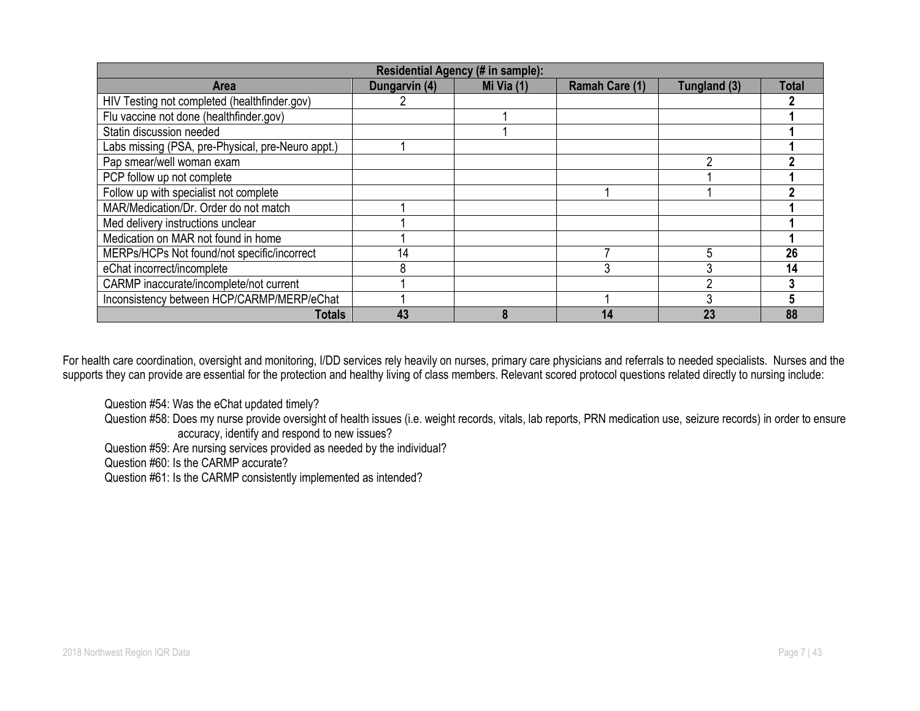| Residential Agency (# in sample): | | | | | |
|---|---|---|---|---|---|
| **Area** | **Dungarvin (4)** | **Mi Via (1)** | **Ramah Care (1)** | **Tungland (3)** | **Total** |
| HIV Testing not completed (healthfinder.gov) | 2 | | | | **2** |
| Flu vaccine not done (healthfinder.gov) | | 1 | | | **1** |
| Statin discussion needed | | 1 | | | **1** |
| Labs missing (PSA, pre-Physical, pre-Neuro appt.) | 1 | | | | **1** |
| Pap smear/well woman exam | | | | 2 | **2** |
| PCP follow up not complete | | | | 1 | **1** |
| Follow up with specialist not complete | | | 1 | 1 | **2** |
| MAR/Medication/Dr. Order do not match | 1 | | | | **1** |
| Med delivery instructions unclear | 1 | | | | **1** |
| Medication on MAR not found in home | 1 | | | | **1** |
| MERPs/HCPs Not found/not specific/incorrect | 14 | | 7 | 5 | **26** |
| eChat incorrect/incomplete | 8 | | 3 | 3 | **14** |
| CARMP inaccurate/incomplete/not current | 1 | | | 2 | **3** |
| Inconsistency between HCP/CARMP/MERP/eChat | 1 | | 1 | 3 | **5** |
| **Totals** | **43** | **8** | **14** | **23** | **88** |

For health care coordination, oversight and monitoring, I/DD services rely heavily on nurses, primary care physicians and referrals to needed specialists. Nurses and the supports they can provide are essential for the protection and healthy living of class members. Relevant scored protocol questions related directly to nursing include:

Question #54: Was the eChat updated timely?

Question #58: Does my nurse provide oversight of health issues (i.e. weight records, vitals, lab reports, PRN medication use, seizure records) in order to ensure accuracy, identify and respond to new issues?

Question #59: Are nursing services provided as needed by the individual?

Question #60: Is the CARMP accurate?

Question #61: Is the CARMP consistently implemented as intended?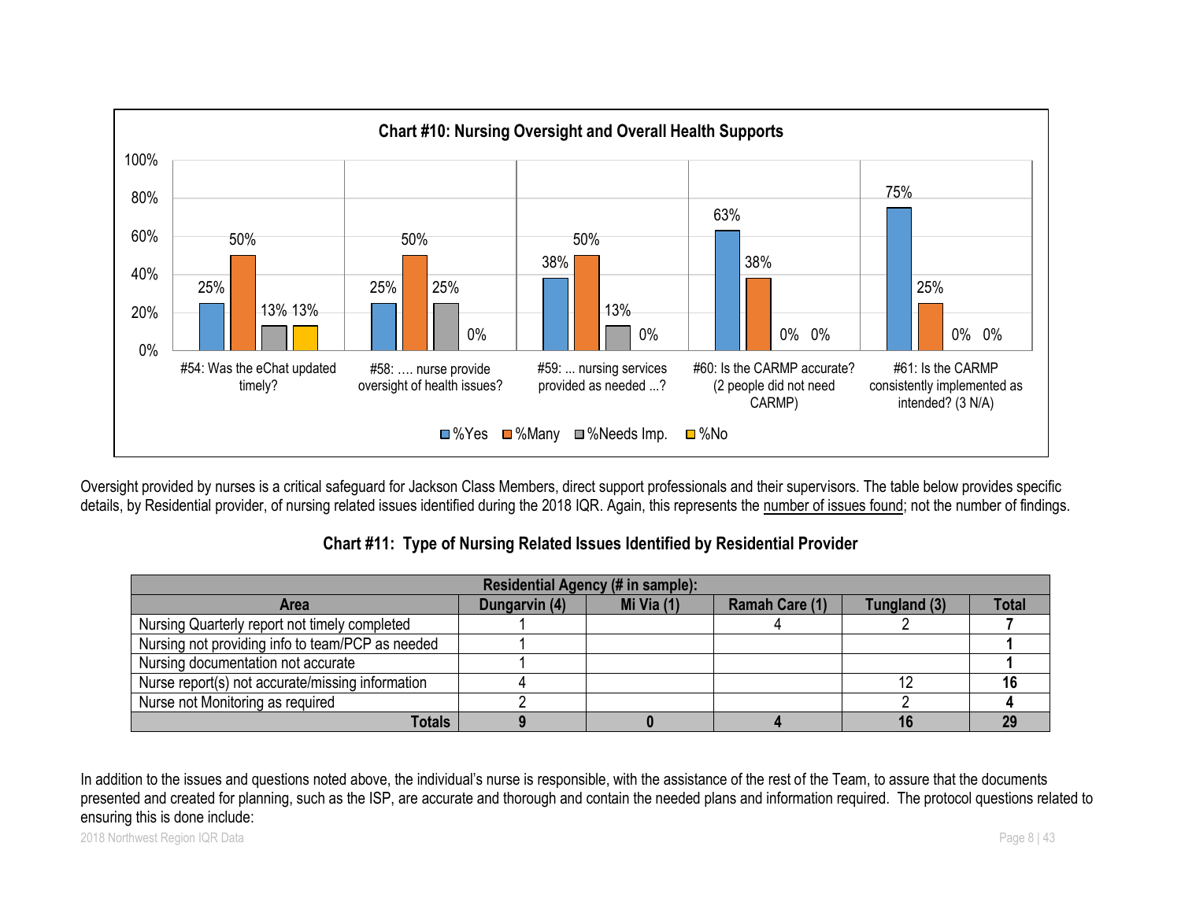**Chart #10: Nursing Oversight and Overall Health Supports**

| Question | %Yes | %Many | %Needs Imp. | %No |
|---|---|---|---|---|
| #54: Was the eChat updated timely? | 25% | 50% | 13% | 13% |
| #58: …. nurse provide oversight of health issues? | 25% | 50% | 25% | 0% |
| #59: ... nursing services provided as needed ...? | 38% | 50% | 13% | 0% |
| #60: Is the CARMP accurate? (2 people did not need CARMP) | 63% | 38% | 0% | 0% |
| #61: Is the CARMP consistently implemented as intended? (3 N/A) | 75% | 25% | 0% | 0% |

Oversight provided by nurses is a critical safeguard for Jackson Class Members, direct support professionals and their supervisors. The table below provides specific details, by Residential provider, of nursing related issues identified during the 2018 IQR. Again, this represents the number of issues found; not the number of findings.

### Chart #11: Type of Nursing Related Issues Identified by Residential Provider

| | Residential Agency (# in sample): | | | | |
|---|---|---|---|---|---|
| **Area** | **Dungarvin (4)** | **Mi Via (1)** | **Ramah Care (1)** | **Tungland (3)** | **Total** |
| Nursing Quarterly report not timely completed | 1 | | 4 | 2 | **7** |
| Nursing not providing info to team/PCP as needed | 1 | | | | **1** |
| Nursing documentation not accurate | 1 | | | | **1** |
| Nurse report(s) not accurate/missing information | 4 | | | 12 | **16** |
| Nurse not Monitoring as required | 2 | | | 2 | **4** |
| **Totals** | **9** | **0** | **4** | **16** | **29** |

In addition to the issues and questions noted above, the individual's nurse is responsible, with the assistance of the rest of the Team, to assure that the documents presented and created for planning, such as the ISP, are accurate and thorough and contain the needed plans and information required. The protocol questions related to ensuring this is done include: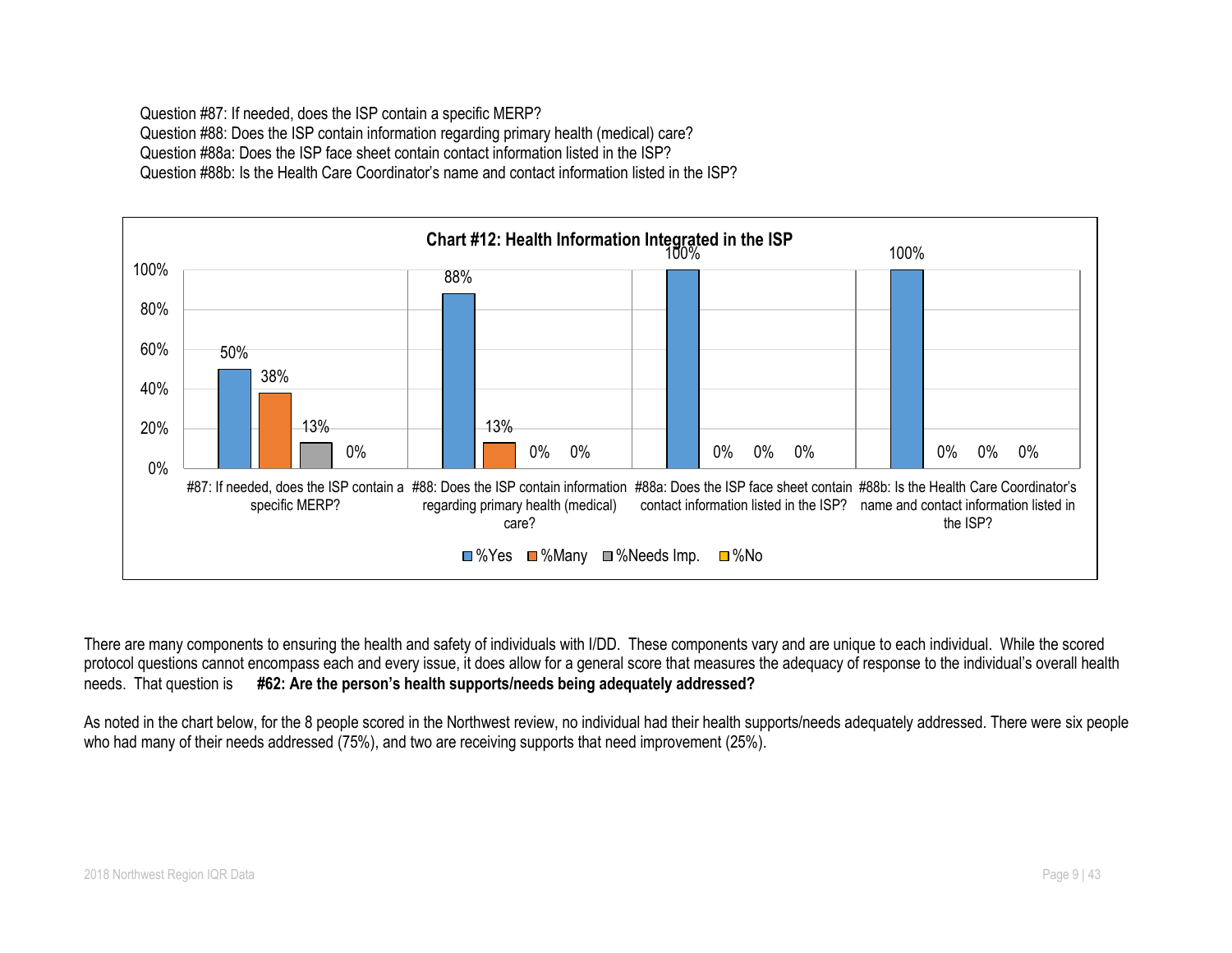Question #87: If needed, does the ISP contain a specific MERP?
Question #88: Does the ISP contain information regarding primary health (medical) care?
Question #88a: Does the ISP face sheet contain contact information listed in the ISP?
Question #88b: Is the Health Care Coordinator's name and contact information listed in the ISP?

**Chart #12: Health Information Integrated in the ISP**

| | %Yes | %Many | %Needs Imp. | %No |
|---|---|---|---|---|
| #87: If needed, does the ISP contain a specific MERP? | 50% | 38% | 13% | 0% |
| #88: Does the ISP contain information regarding primary health (medical) care? | 88% | 13% | 0% | 0% |
| #88a: Does the ISP face sheet contain contact information listed in the ISP? | 100% | 0% | 0% | 0% |
| #88b: Is the Health Care Coordinator's name and contact information listed in the ISP? | 100% | 0% | 0% | 0% |

There are many components to ensuring the health and safety of individuals with I/DD. These components vary and are unique to each individual. While the scored protocol questions cannot encompass each and every issue, it does allow for a general score that measures the adequacy of response to the individual's overall health needs. That question is **#62: Are the person's health supports/needs being adequately addressed?**

As noted in the chart below, for the 8 people scored in the Northwest review, no individual had their health supports/needs adequately addressed. There were six people who had many of their needs addressed (75%), and two are receiving supports that need improvement (25%).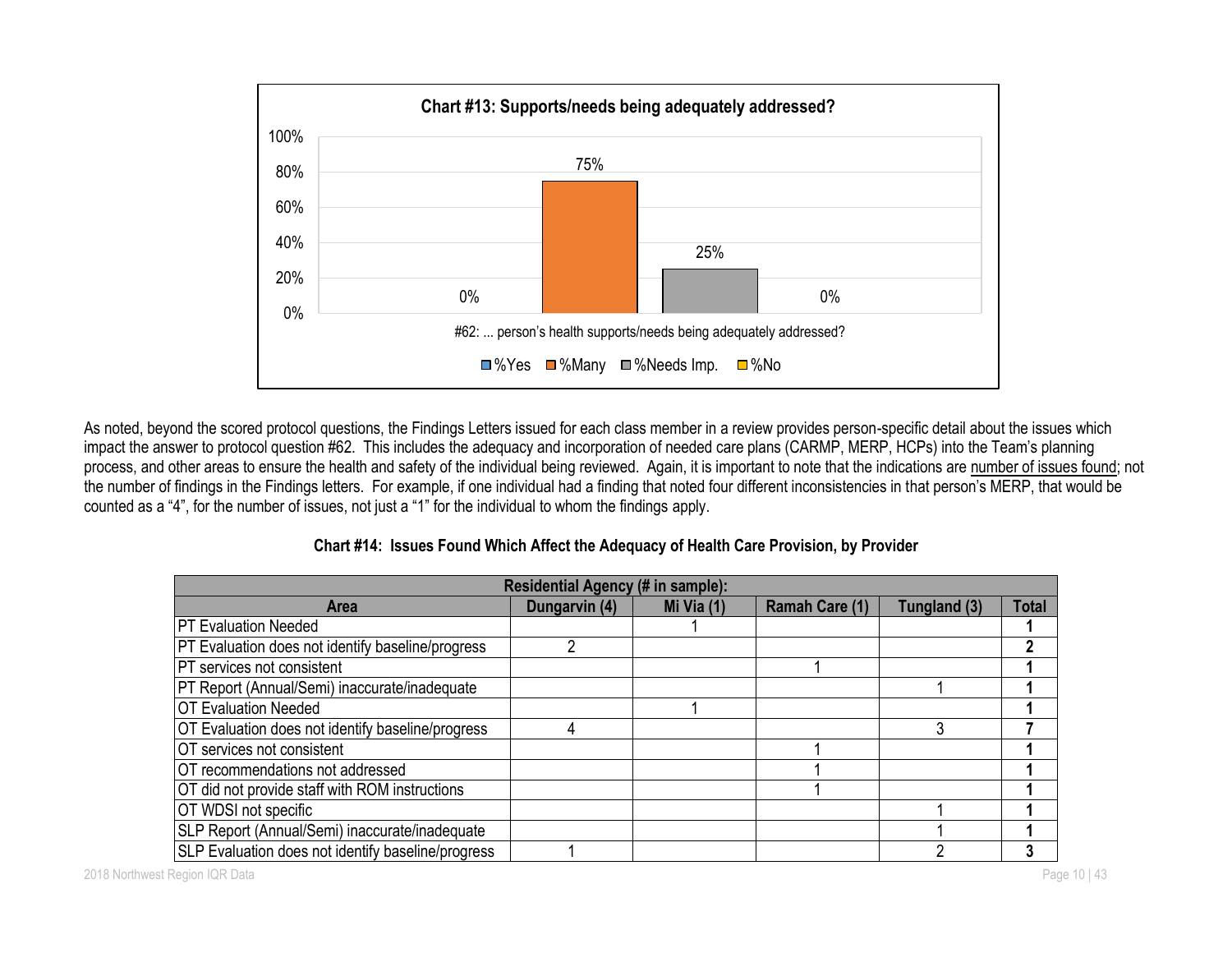**Chart #13: Supports/needs being adequately addressed?**

| #62: ... person's health supports/needs being adequately addressed? | %Yes | %Many | %Needs Imp. | %No |
|---|---|---|---|---|
| | 0% | 75% | 25% | 0% |

As noted, beyond the scored protocol questions, the Findings Letters issued for each class member in a review provides person-specific detail about the issues which impact the answer to protocol question #62. This includes the adequacy and incorporation of needed care plans (CARMP, MERP, HCPs) into the Team's planning process, and other areas to ensure the health and safety of the individual being reviewed. Again, it is important to note that the indications are number of issues found; not the number of findings in the Findings letters. For example, if one individual had a finding that noted four different inconsistencies in that person's MERP, that would be counted as a "4", for the number of issues, not just a "1" for the individual to whom the findings apply.

**Chart #14: Issues Found Which Affect the Adequacy of Health Care Provision, by Provider**

| | Residential Agency (# in sample): | | | | |
|---|---|---|---|---|---|
| **Area** | **Dungarvin (4)** | **Mi Via (1)** | **Ramah Care (1)** | **Tungland (3)** | **Total** |
| PT Evaluation Needed | | 1 | | | **1** |
| PT Evaluation does not identify baseline/progress | 2 | | | | **2** |
| PT services not consistent | | | 1 | | **1** |
| PT Report (Annual/Semi) inaccurate/inadequate | | | | 1 | **1** |
| OT Evaluation Needed | | 1 | | | **1** |
| OT Evaluation does not identify baseline/progress | 4 | | | 3 | **7** |
| OT services not consistent | | | 1 | | **1** |
| OT recommendations not addressed | | | 1 | | **1** |
| OT did not provide staff with ROM instructions | | | 1 | | **1** |
| OT WDSI not specific | | | | 1 | **1** |
| SLP Report (Annual/Semi) inaccurate/inadequate | | | | 1 | **1** |
| SLP Evaluation does not identify baseline/progress | 1 | | | 2 | **3** |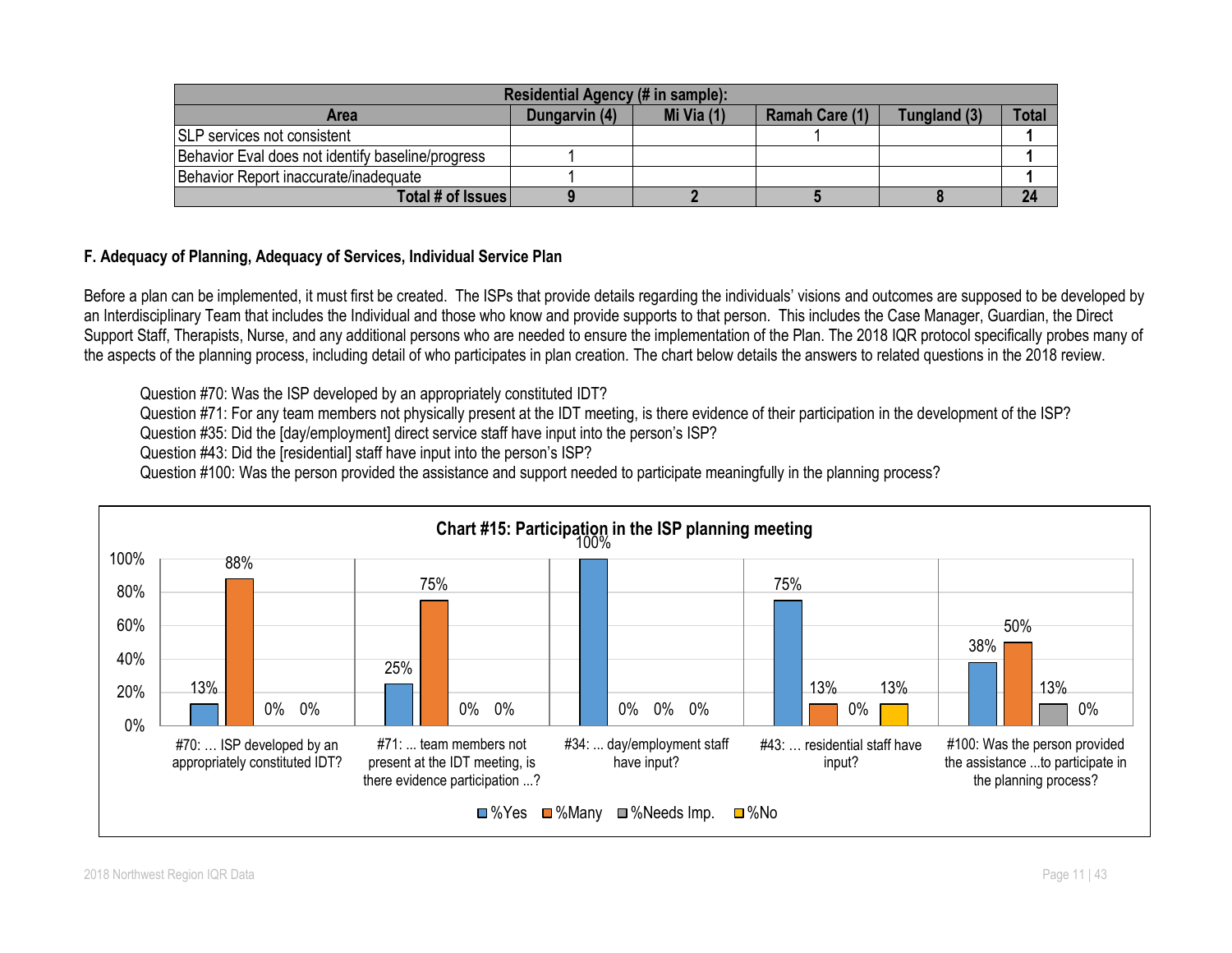| Residential Agency (# in sample): | | | | | |
|---|---|---|---|---|---|
| Area | Dungarvin (4) | Mi Via (1) | Ramah Care (1) | Tungland (3) | Total |
| SLP services not consistent | | | 1 | | **1** |
| Behavior Eval does not identify baseline/progress | 1 | | | | **1** |
| Behavior Report inaccurate/inadequate | 1 | | | | **1** |
| **Total # of Issues** | **9** | **2** | **5** | **8** | **24** |

### F. Adequacy of Planning, Adequacy of Services, Individual Service Plan

Before a plan can be implemented, it must first be created. The ISPs that provide details regarding the individuals' visions and outcomes are supposed to be developed by an Interdisciplinary Team that includes the Individual and those who know and provide supports to that person. This includes the Case Manager, Guardian, the Direct Support Staff, Therapists, Nurse, and any additional persons who are needed to ensure the implementation of the Plan. The 2018 IQR protocol specifically probes many of the aspects of the planning process, including detail of who participates in plan creation. The chart below details the answers to related questions in the 2018 review.

Question #70: Was the ISP developed by an appropriately constituted IDT?
Question #71: For any team members not physically present at the IDT meeting, is there evidence of their participation in the development of the ISP?
Question #35: Did the [day/employment] direct service staff have input into the person's ISP?
Question #43: Did the [residential] staff have input into the person's ISP?
Question #100: Was the person provided the assistance and support needed to participate meaningfully in the planning process?

**Chart #15: Participation in the ISP planning meeting**

| | %Yes | %Many | %Needs Imp. | %No |
|---|---|---|---|---|
| #70: … ISP developed by an appropriately constituted IDT? | 13% | 88% | 0% | 0% |
| #71: ... team members not present at the IDT meeting, is there evidence participation ...? | 25% | 75% | 0% | 0% |
| #34: ... day/employment staff have input? | 100% | 0% | 0% | 0% |
| #43: … residential staff have input? | 75% | 13% | 0% | 13% |
| #100: Was the person provided the assistance ...to participate in the planning process? | 38% | 50% | 13% | 0% |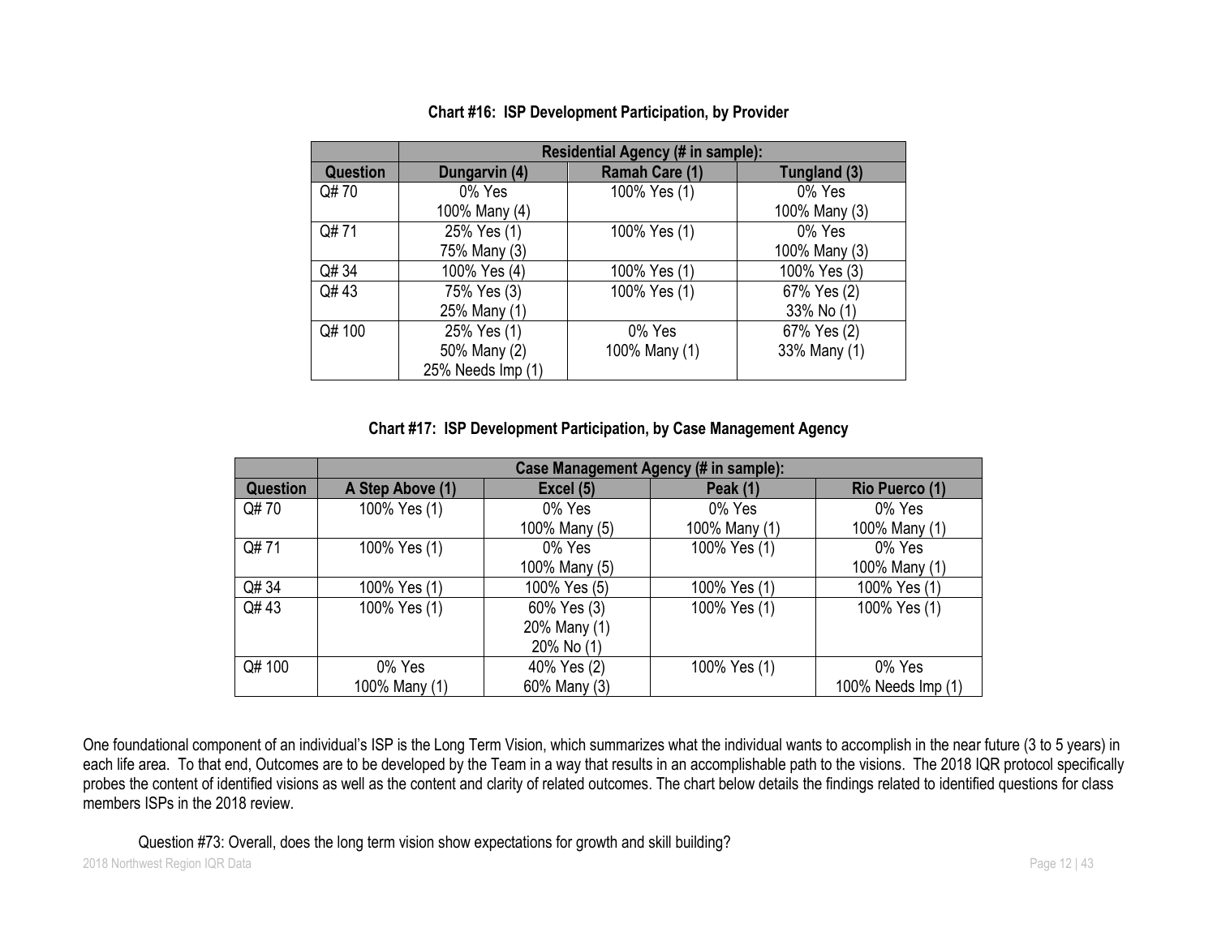**Chart #16: ISP Development Participation, by Provider**

| | Residential Agency (# in sample): | | |
|---|---|---|---|
| **Question** | **Dungarvin (4)** | **Ramah Care (1)** | **Tungland (3)** |
| Q# 70 | 0% Yes<br>100% Many (4) | 100% Yes (1) | 0% Yes<br>100% Many (3) |
| Q# 71 | 25% Yes (1)<br>75% Many (3) | 100% Yes (1) | 0% Yes<br>100% Many (3) |
| Q# 34 | 100% Yes (4) | 100% Yes (1) | 100% Yes (3) |
| Q# 43 | 75% Yes (3)<br>25% Many (1) | 100% Yes (1) | 67% Yes (2)<br>33% No (1) |
| Q# 100 | 25% Yes (1)<br>50% Many (2)<br>25% Needs Imp (1) | 0% Yes<br>100% Many (1) | 67% Yes (2)<br>33% Many (1) |

**Chart #17: ISP Development Participation, by Case Management Agency**

| | Case Management Agency (# in sample): | | | |
|---|---|---|---|---|
| **Question** | **A Step Above (1)** | **Excel (5)** | **Peak (1)** | **Rio Puerco (1)** |
| Q# 70 | 100% Yes (1) | 0% Yes<br>100% Many (5) | 0% Yes<br>100% Many (1) | 0% Yes<br>100% Many (1) |
| Q# 71 | 100% Yes (1) | 0% Yes<br>100% Many (5) | 100% Yes (1) | 0% Yes<br>100% Many (1) |
| Q# 34 | 100% Yes (1) | 100% Yes (5) | 100% Yes (1) | 100% Yes (1) |
| Q# 43 | 100% Yes (1) | 60% Yes (3)<br>20% Many (1)<br>20% No (1) | 100% Yes (1) | 100% Yes (1) |
| Q# 100 | 0% Yes<br>100% Many (1) | 40% Yes (2)<br>60% Many (3) | 100% Yes (1) | 0% Yes<br>100% Needs Imp (1) |

One foundational component of an individual's ISP is the Long Term Vision, which summarizes what the individual wants to accomplish in the near future (3 to 5 years) in each life area. To that end, Outcomes are to be developed by the Team in a way that results in an accomplishable path to the visions. The 2018 IQR protocol specifically probes the content of identified visions as well as the content and clarity of related outcomes. The chart below details the findings related to identified questions for class members ISPs in the 2018 review.

Question #73: Overall, does the long term vision show expectations for growth and skill building?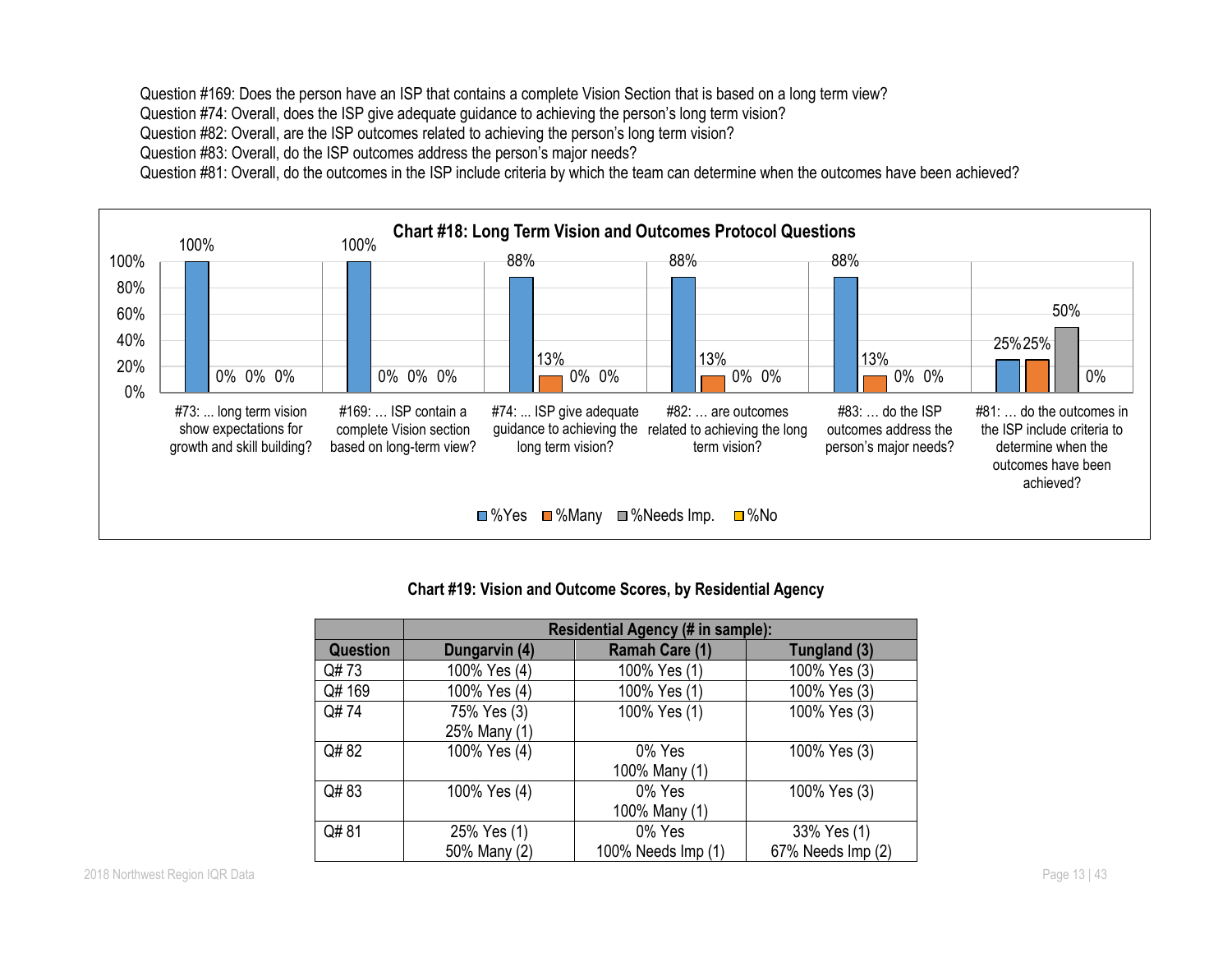Question #169: Does the person have an ISP that contains a complete Vision Section that is based on a long term view?
Question #74: Overall, does the ISP give adequate guidance to achieving the person's long term vision?
Question #82: Overall, are the ISP outcomes related to achieving the person's long term vision?
Question #83: Overall, do the ISP outcomes address the person's major needs?
Question #81: Overall, do the outcomes in the ISP include criteria by which the team can determine when the outcomes have been achieved?

**Chart #18: Long Term Vision and Outcomes Protocol Questions**

| Question | %Yes | %Many | %Needs Imp. | %No |
|---|---|---|---|---|
| #73: ... long term vision show expectations for growth and skill building? | 100% | 0% | 0% | 0% |
| #169: … ISP contain a complete Vision section based on long-term view? | 100% | 0% | 0% | 0% |
| #74: ... ISP give adequate guidance to achieving the long term vision? | 88% | 13% | 0% | 0% |
| #82: … are outcomes related to achieving the long term vision? | 88% | 13% | 0% | 0% |
| #83: … do the ISP outcomes address the person's major needs? | 88% | 13% | 0% | 0% |
| #81: … do the outcomes in the ISP include criteria to determine when the outcomes have been achieved? | 25% | 25% | 50% | 0% |

**Chart #19: Vision and Outcome Scores, by Residential Agency**

| | Residential Agency (# in sample): | | |
|---|---|---|---|
| **Question** | **Dungarvin (4)** | **Ramah Care (1)** | **Tungland (3)** |
| Q# 73 | 100% Yes (4) | 100% Yes (1) | 100% Yes (3) |
| Q# 169 | 100% Yes (4) | 100% Yes (1) | 100% Yes (3) |
| Q# 74 | 75% Yes (3)<br>25% Many (1) | 100% Yes (1) | 100% Yes (3) |
| Q# 82 | 100% Yes (4) | 0% Yes<br>100% Many (1) | 100% Yes (3) |
| Q# 83 | 100% Yes (4) | 0% Yes<br>100% Many (1) | 100% Yes (3) |
| Q# 81 | 25% Yes (1)<br>50% Many (2) | 0% Yes<br>100% Needs Imp (1) | 33% Yes (1)<br>67% Needs Imp (2) |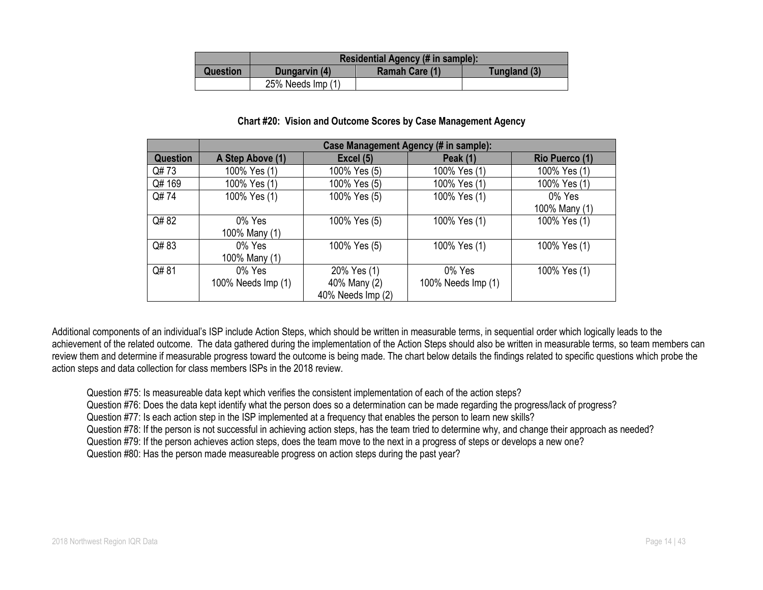| | Residential Agency (# in sample): | | |
|---|---|---|---|
| Question | Dungarvin (4) | Ramah Care (1) | Tungland (3) |
| | 25% Needs Imp (1) | | |

**Chart #20: Vision and Outcome Scores by Case Management Agency**

| | Case Management Agency (# in sample): | | | |
|---|---|---|---|---|
| Question | A Step Above (1) | Excel (5) | Peak (1) | Rio Puerco (1) |
| Q# 73 | 100% Yes (1) | 100% Yes (5) | 100% Yes (1) | 100% Yes (1) |
| Q# 169 | 100% Yes (1) | 100% Yes (5) | 100% Yes (1) | 100% Yes (1) |
| Q# 74 | 100% Yes (1) | 100% Yes (5) | 100% Yes (1) | 0% Yes<br>100% Many (1) |
| Q# 82 | 0% Yes<br>100% Many (1) | 100% Yes (5) | 100% Yes (1) | 100% Yes (1) |
| Q# 83 | 0% Yes<br>100% Many (1) | 100% Yes (5) | 100% Yes (1) | 100% Yes (1) |
| Q# 81 | 0% Yes<br>100% Needs Imp (1) | 20% Yes (1)<br>40% Many (2)<br>40% Needs Imp (2) | 0% Yes<br>100% Needs Imp (1) | 100% Yes (1) |

Additional components of an individual's ISP include Action Steps, which should be written in measurable terms, in sequential order which logically leads to the achievement of the related outcome. The data gathered during the implementation of the Action Steps should also be written in measurable terms, so team members can review them and determine if measurable progress toward the outcome is being made. The chart below details the findings related to specific questions which probe the action steps and data collection for class members ISPs in the 2018 review.

Question #75: Is measureable data kept which verifies the consistent implementation of each of the action steps?
Question #76: Does the data kept identify what the person does so a determination can be made regarding the progress/lack of progress?
Question #77: Is each action step in the ISP implemented at a frequency that enables the person to learn new skills?
Question #78: If the person is not successful in achieving action steps, has the team tried to determine why, and change their approach as needed?
Question #79: If the person achieves action steps, does the team move to the next in a progress of steps or develops a new one?
Question #80: Has the person made measureable progress on action steps during the past year?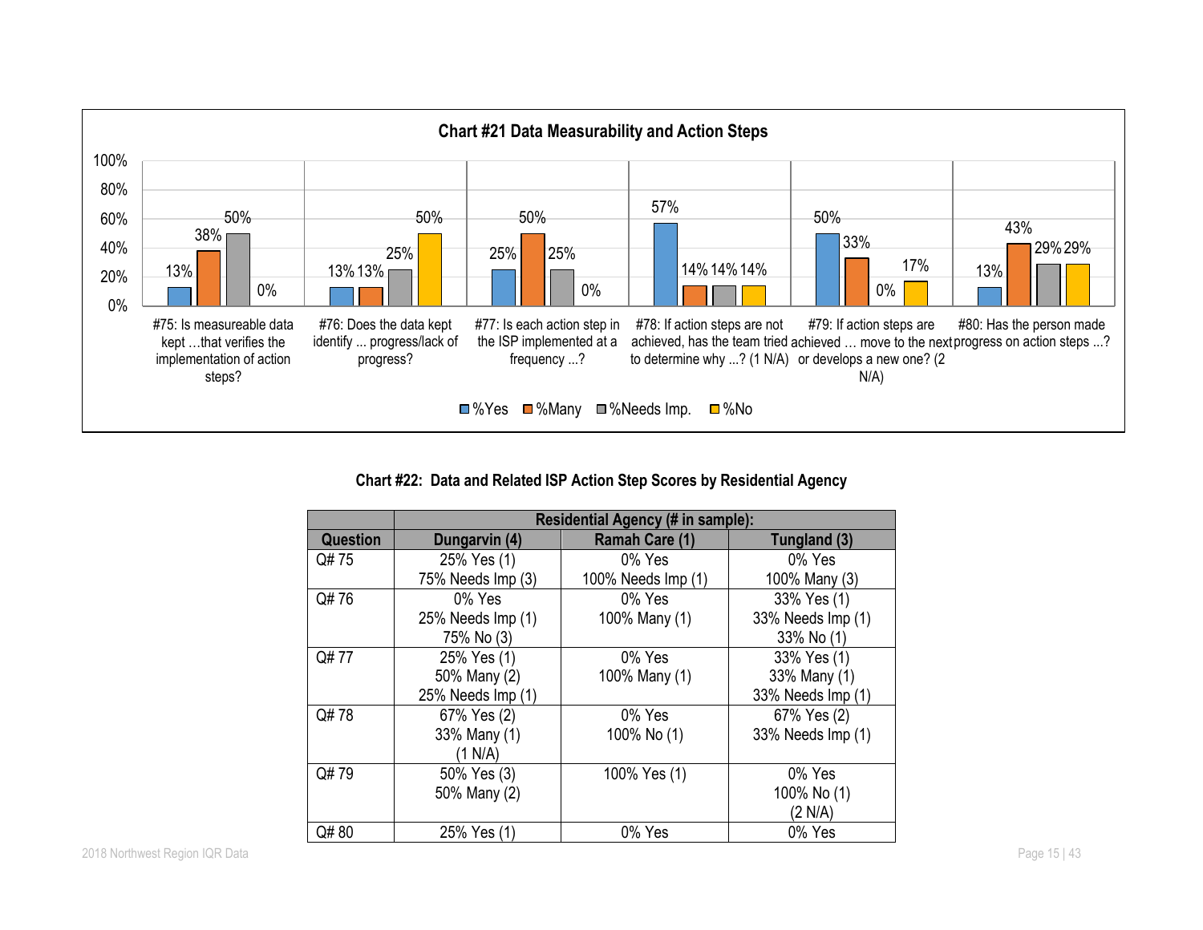**Chart #21 Data Measurability and Action Steps**

| Question | %Yes | %Many | %Needs Imp. | %No |
|---|---|---|---|---|
| #75: Is measureable data kept …that verifies the implementation of action steps? | 13% | 38% | 50% | 0% |
| #76: Does the data kept identify ... progress/lack of progress? | 13% | 13% | 25% | 50% |
| #77: Is each action step in the ISP implemented at a frequency ...? | 25% | 50% | 25% | 0% |
| #78: If action steps are not achieved, has the team tried to determine why ...? (1 N/A) | 57% | 14% | 14% | 14% |
| #79: If action steps are achieved … move to the next or develops a new one? (2 N/A) | 50% | 33% | 0% | 17% |
| #80: Has the person made progress on action steps ...? | 13% | 43% | 29% | 29% |

**Chart #22: Data and Related ISP Action Step Scores by Residential Agency**

| | Residential Agency (# in sample): | | |
|---|---|---|---|
| **Question** | **Dungarvin (4)** | **Ramah Care (1)** | **Tungland (3)** |
| Q# 75 | 25% Yes (1)<br>75% Needs Imp (3) | 0% Yes<br>100% Needs Imp (1) | 0% Yes<br>100% Many (3) |
| Q# 76 | 0% Yes<br>25% Needs Imp (1)<br>75% No (3) | 0% Yes<br>100% Many (1) | 33% Yes (1)<br>33% Needs Imp (1)<br>33% No (1) |
| Q# 77 | 25% Yes (1)<br>50% Many (2)<br>25% Needs Imp (1) | 0% Yes<br>100% Many (1) | 33% Yes (1)<br>33% Many (1)<br>33% Needs Imp (1) |
| Q# 78 | 67% Yes (2)<br>33% Many (1)<br>(1 N/A) | 0% Yes<br>100% No (1) | 67% Yes (2)<br>33% Needs Imp (1) |
| Q# 79 | 50% Yes (3)<br>50% Many (2) | 100% Yes (1) | 0% Yes<br>100% No (1)<br>(2 N/A) |
| Q# 80 | 25% Yes (1) | 0% Yes | 0% Yes |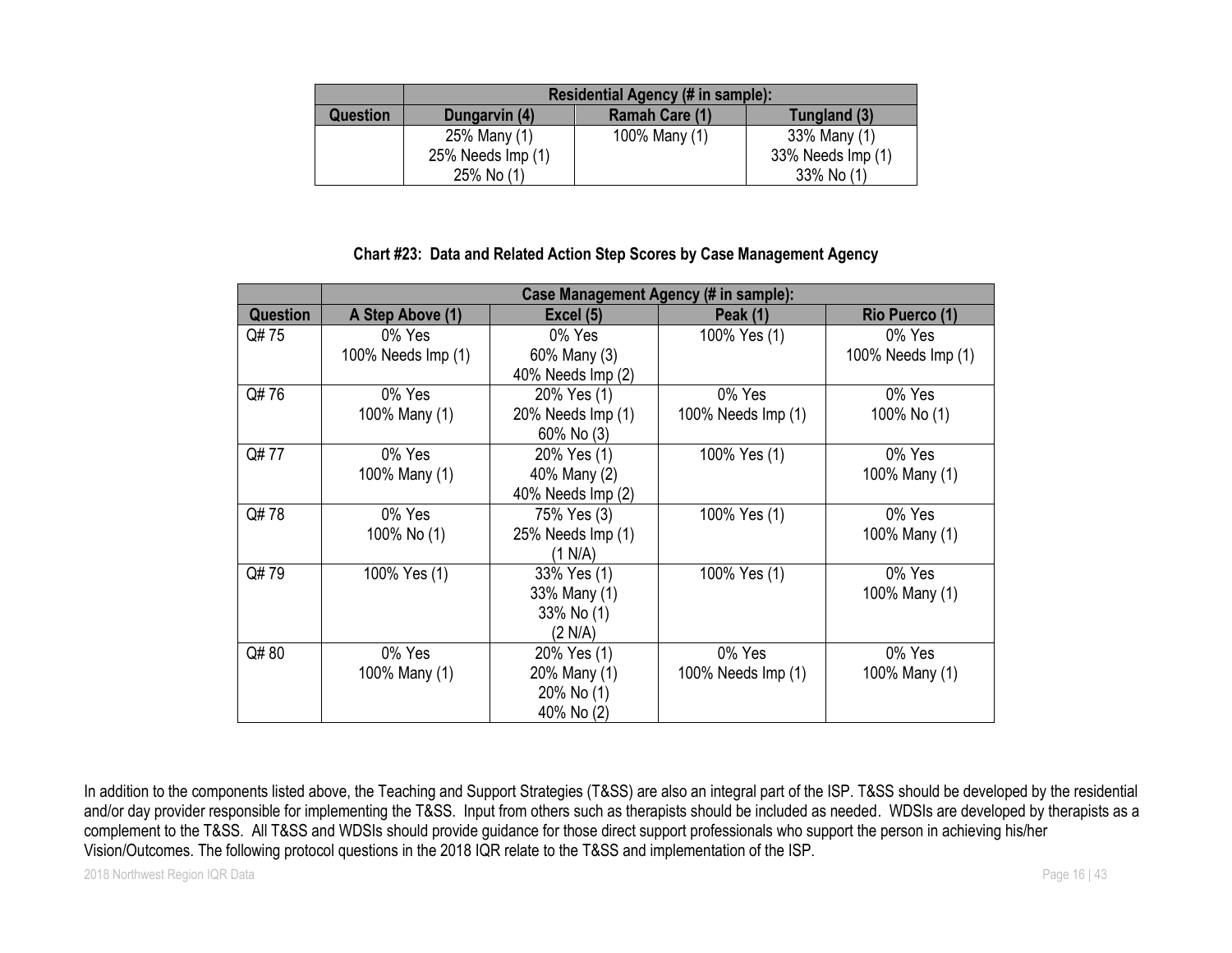| | Residential Agency (# in sample): | | |
|---|---|---|---|
| Question | Dungarvin (4) | Ramah Care (1) | Tungland (3) |
| | 25% Many (1)<br>25% Needs Imp (1)<br>25% No (1) | 100% Many (1) | 33% Many (1)<br>33% Needs Imp (1)<br>33% No (1) |

**Chart #23: Data and Related Action Step Scores by Case Management Agency**

| | Case Management Agency (# in sample): | | | |
|---|---|---|---|---|
| Question | A Step Above (1) | Excel (5) | Peak (1) | Rio Puerco (1) |
| Q# 75 | 0% Yes<br>100% Needs Imp (1) | 0% Yes<br>60% Many (3)<br>40% Needs Imp (2) | 100% Yes (1) | 0% Yes<br>100% Needs Imp (1) |
| Q# 76 | 0% Yes<br>100% Many (1) | 20% Yes (1)<br>20% Needs Imp (1)<br>60% No (3) | 0% Yes<br>100% Needs Imp (1) | 0% Yes<br>100% No (1) |
| Q# 77 | 0% Yes<br>100% Many (1) | 20% Yes (1)<br>40% Many (2)<br>40% Needs Imp (2) | 100% Yes (1) | 0% Yes<br>100% Many (1) |
| Q# 78 | 0% Yes<br>100% No (1) | 75% Yes (3)<br>25% Needs Imp (1)<br>(1 N/A) | 100% Yes (1) | 0% Yes<br>100% Many (1) |
| Q# 79 | 100% Yes (1) | 33% Yes (1)<br>33% Many (1)<br>33% No (1)<br>(2 N/A) | 100% Yes (1) | 0% Yes<br>100% Many (1) |
| Q# 80 | 0% Yes<br>100% Many (1) | 20% Yes (1)<br>20% Many (1)<br>20% No (1)<br>40% No (2) | 0% Yes<br>100% Needs Imp (1) | 0% Yes<br>100% Many (1) |

In addition to the components listed above, the Teaching and Support Strategies (T&SS) are also an integral part of the ISP. T&SS should be developed by the residential and/or day provider responsible for implementing the T&SS. Input from others such as therapists should be included as needed. WDSIs are developed by therapists as a complement to the T&SS. All T&SS and WDSIs should provide guidance for those direct support professionals who support the person in achieving his/her Vision/Outcomes. The following protocol questions in the 2018 IQR relate to the T&SS and implementation of the ISP.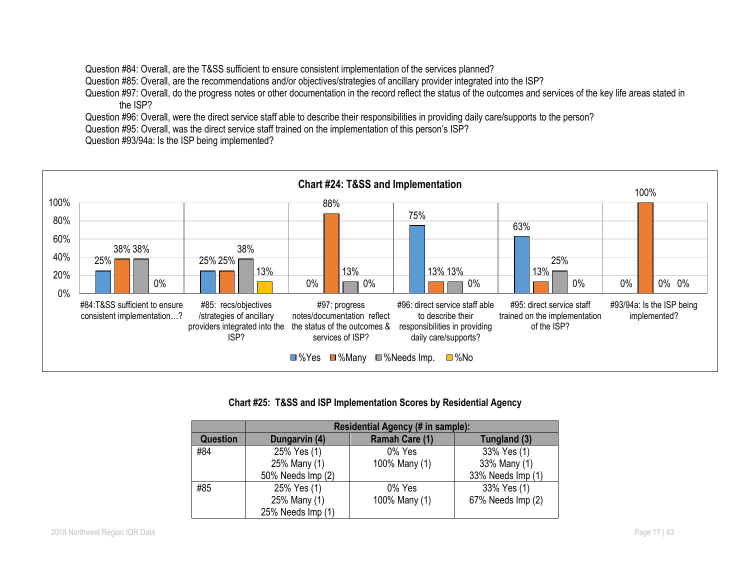Question #84: Overall, are the T&SS sufficient to ensure consistent implementation of the services planned?

Question #85: Overall, are the recommendations and/or objectives/strategies of ancillary provider integrated into the ISP?

Question #97: Overall, do the progress notes or other documentation in the record reflect the status of the outcomes and services of the key life areas stated in the ISP?

Question #96: Overall, were the direct service staff able to describe their responsibilities in providing daily care/supports to the person?

Question #95: Overall, was the direct service staff trained on the implementation of this person's ISP?

Question #93/94a: Is the ISP being implemented?

**Chart #24: T&SS and Implementation**

| Question | %Yes | %Many | %Needs Imp. | %No |
|---|---|---|---|---|
| #84:T&SS sufficient to ensure consistent implementation…? | 25% | 38% | 38% | 0% |
| #85: recs/objectives /strategies of ancillary providers integrated into the ISP? | 25% | 25% | 38% | 13% |
| #97: progress notes/documentation reflect the status of the outcomes & services of ISP? | 0% | 88% | 13% | 0% |
| #96: direct service staff able to describe their responsibilities in providing daily care/supports? | 75% | 13% | 13% | 0% |
| #95: direct service staff trained on the implementation of the ISP? | 63% | 13% | 25% | 0% |
| #93/94a: Is the ISP being implemented? | 0% | 100% | 0% | 0% |

**Chart #25: T&SS and ISP Implementation Scores by Residential Agency**

| | Residential Agency (# in sample): | | |
|---|---|---|---|
| **Question** | **Dungarvin (4)** | **Ramah Care (1)** | **Tungland (3)** |
| #84 | 25% Yes (1)<br>25% Many (1)<br>50% Needs Imp (2) | 0% Yes<br>100% Many (1) | 33% Yes (1)<br>33% Many (1)<br>33% Needs Imp (1) |
| #85 | 25% Yes (1)<br>25% Many (1)<br>25% Needs Imp (1) | 0% Yes<br>100% Many (1) | 33% Yes (1)<br>67% Needs Imp (2) |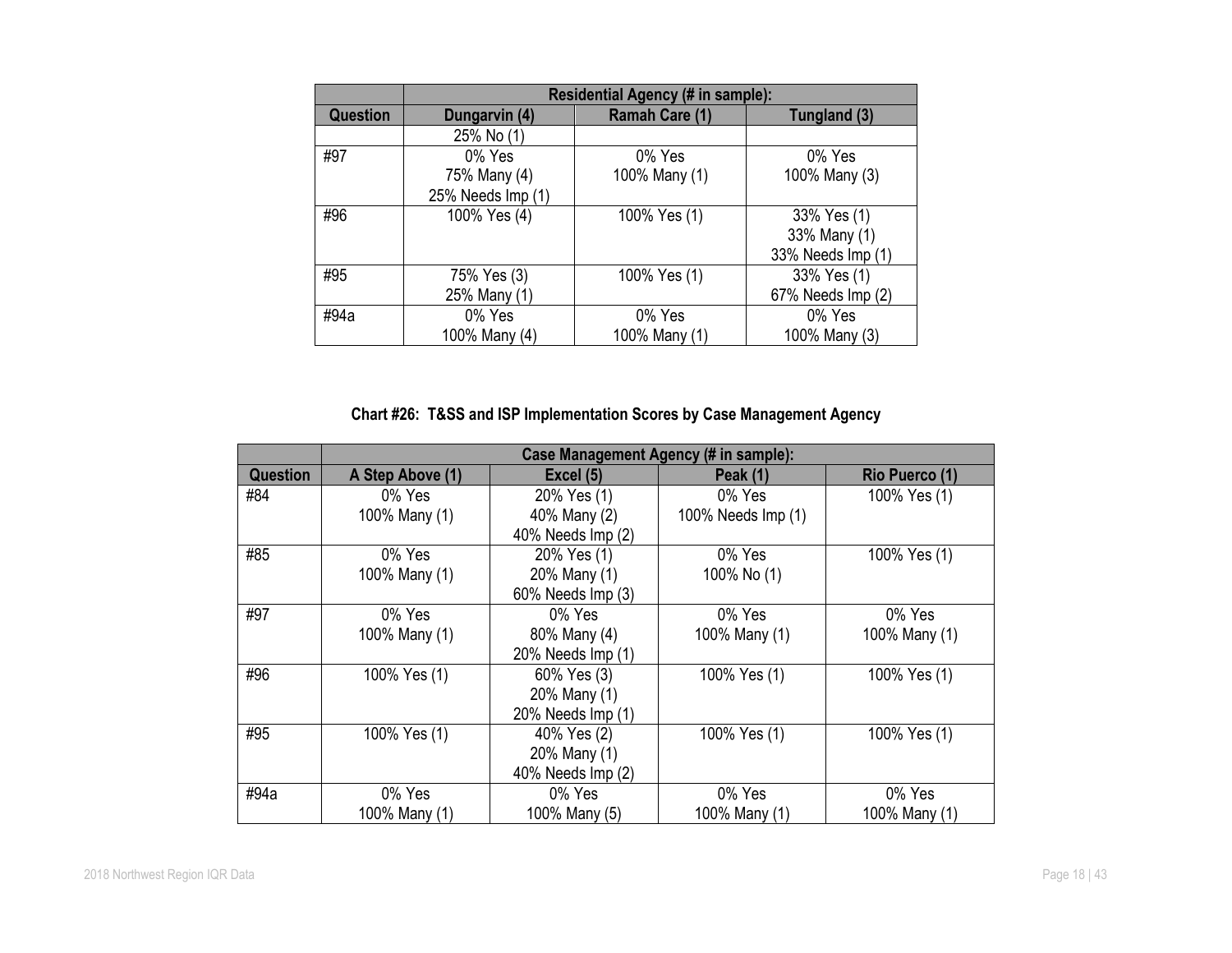| | Residential Agency (# in sample): | | |
|---|---|---|---|
| **Question** | **Dungarvin (4)** | **Ramah Care (1)** | **Tungland (3)** |
| | 25% No (1) | | |
| #97 | 0% Yes<br>75% Many (4)<br>25% Needs Imp (1) | 0% Yes<br>100% Many (1) | 0% Yes<br>100% Many (3) |
| #96 | 100% Yes (4) | 100% Yes (1) | 33% Yes (1)<br>33% Many (1)<br>33% Needs Imp (1) |
| #95 | 75% Yes (3)<br>25% Many (1) | 100% Yes (1) | 33% Yes (1)<br>67% Needs Imp (2) |
| #94a | 0% Yes<br>100% Many (4) | 0% Yes<br>100% Many (1) | 0% Yes<br>100% Many (3) |

**Chart #26: T&SS and ISP Implementation Scores by Case Management Agency**

| | Case Management Agency (# in sample): | | | |
|---|---|---|---|---|
| **Question** | **A Step Above (1)** | **Excel (5)** | **Peak (1)** | **Rio Puerco (1)** |
| #84 | 0% Yes<br>100% Many (1) | 20% Yes (1)<br>40% Many (2)<br>40% Needs Imp (2) | 0% Yes<br>100% Needs Imp (1) | 100% Yes (1) |
| #85 | 0% Yes<br>100% Many (1) | 20% Yes (1)<br>20% Many (1)<br>60% Needs Imp (3) | 0% Yes<br>100% No (1) | 100% Yes (1) |
| #97 | 0% Yes<br>100% Many (1) | 0% Yes<br>80% Many (4)<br>20% Needs Imp (1) | 0% Yes<br>100% Many (1) | 0% Yes<br>100% Many (1) |
| #96 | 100% Yes (1) | 60% Yes (3)<br>20% Many (1)<br>20% Needs Imp (1) | 100% Yes (1) | 100% Yes (1) |
| #95 | 100% Yes (1) | 40% Yes (2)<br>20% Many (1)<br>40% Needs Imp (2) | 100% Yes (1) | 100% Yes (1) |
| #94a | 0% Yes<br>100% Many (1) | 0% Yes<br>100% Many (5) | 0% Yes<br>100% Many (1) | 0% Yes<br>100% Many (1) |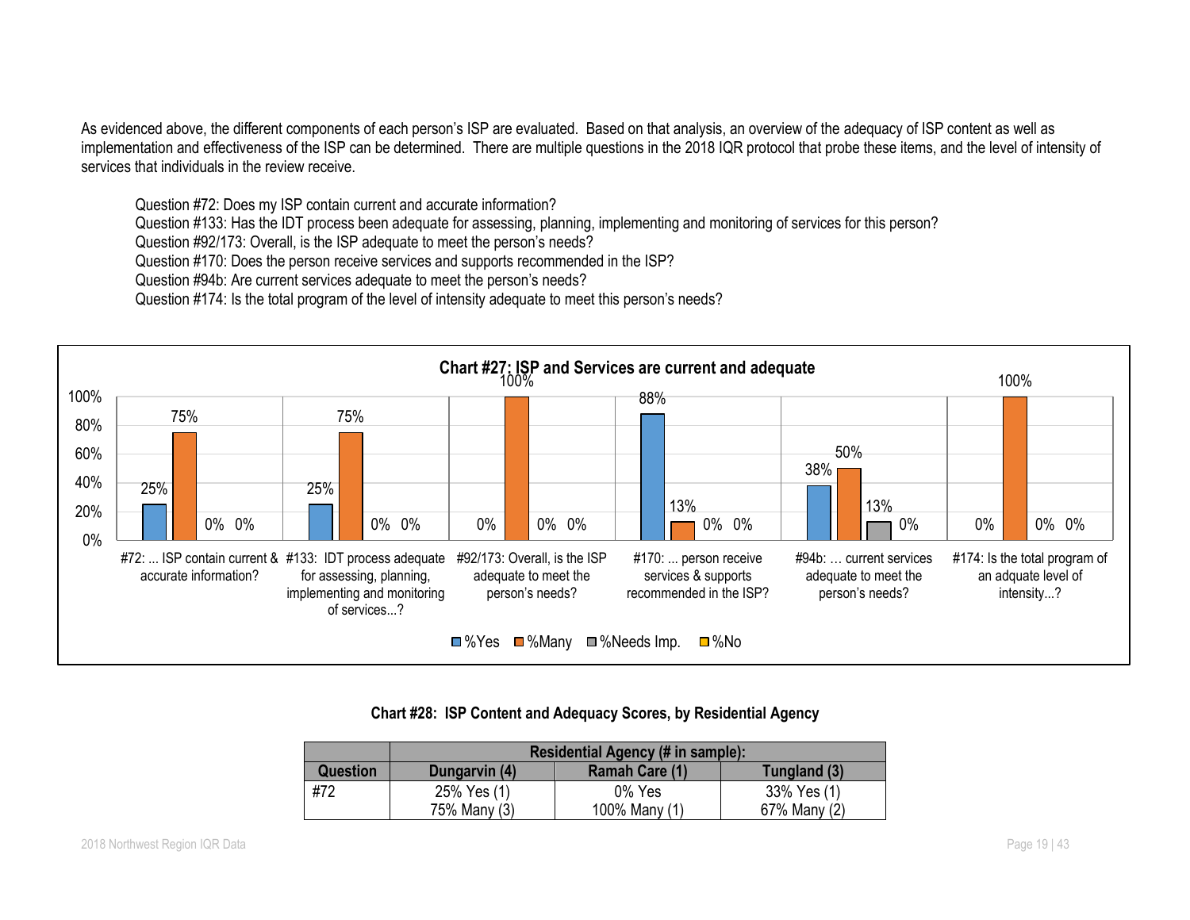As evidenced above, the different components of each person's ISP are evaluated. Based on that analysis, an overview of the adequacy of ISP content as well as implementation and effectiveness of the ISP can be determined. There are multiple questions in the 2018 IQR protocol that probe these items, and the level of intensity of services that individuals in the review receive.

Question #72: Does my ISP contain current and accurate information?
Question #133: Has the IDT process been adequate for assessing, planning, implementing and monitoring of services for this person?
Question #92/173: Overall, is the ISP adequate to meet the person's needs?
Question #170: Does the person receive services and supports recommended in the ISP?
Question #94b: Are current services adequate to meet the person's needs?
Question #174: Is the total program of the level of intensity adequate to meet this person's needs?

**Chart #27: ISP and Services are current and adequate**

| Question | %Yes | %Many | %Needs Imp. | %No |
|---|---|---|---|---|
| #72: ... ISP contain current & accurate information? | 25% | 75% | 0% | 0% |
| #133: IDT process adequate for assessing, planning, implementing and monitoring of services...? | 25% | 75% | 0% | 0% |
| #92/173: Overall, is the ISP adequate to meet the person's needs? | 0% | 100% | 0% | 0% |
| #170: ... person receive services & supports recommended in the ISP? | 88% | 13% | 0% | 0% |
| #94b: … current services adequate to meet the person's needs? | 38% | 50% | 13% | 0% |
| #174: Is the total program of an adquate level of intensity...? | 0% | 100% | 0% | 0% |

**Chart #28: ISP Content and Adequacy Scores, by Residential Agency**

| Question | Residential Agency (# in sample): | | |
|---|---|---|---|
| | Dungarvin (4) | Ramah Care (1) | Tungland (3) |
| #72 | 25% Yes (1)<br>75% Many (3) | 0% Yes<br>100% Many (1) | 33% Yes (1)<br>67% Many (2) |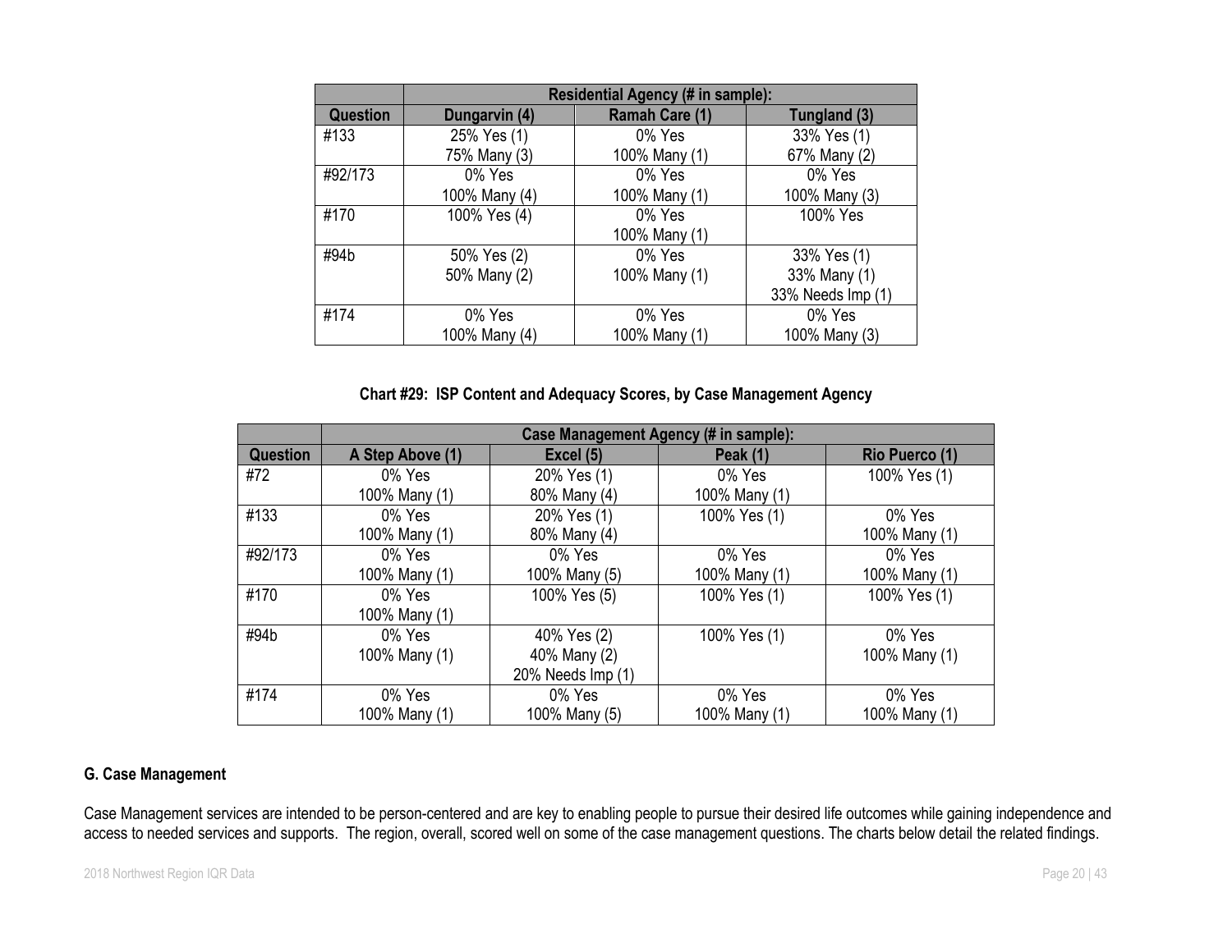| | Residential Agency (# in sample): | | |
|---|---|---|---|
| **Question** | **Dungarvin (4)** | **Ramah Care (1)** | **Tungland (3)** |
| #133 | 25% Yes (1)<br>75% Many (3) | 0% Yes<br>100% Many (1) | 33% Yes (1)<br>67% Many (2) |
| #92/173 | 0% Yes<br>100% Many (4) | 0% Yes<br>100% Many (1) | 0% Yes<br>100% Many (3) |
| #170 | 100% Yes (4) | 0% Yes<br>100% Many (1) | 100% Yes |
| #94b | 50% Yes (2)<br>50% Many (2) | 0% Yes<br>100% Many (1) | 33% Yes (1)<br>33% Many (1)<br>33% Needs Imp (1) |
| #174 | 0% Yes<br>100% Many (4) | 0% Yes<br>100% Many (1) | 0% Yes<br>100% Many (3) |

**Chart #29: ISP Content and Adequacy Scores, by Case Management Agency**

| | Case Management Agency (# in sample): | | | |
|---|---|---|---|---|
| **Question** | **A Step Above (1)** | **Excel (5)** | **Peak (1)** | **Rio Puerco (1)** |
| #72 | 0% Yes<br>100% Many (1) | 20% Yes (1)<br>80% Many (4) | 0% Yes<br>100% Many (1) | 100% Yes (1) |
| #133 | 0% Yes<br>100% Many (1) | 20% Yes (1)<br>80% Many (4) | 100% Yes (1) | 0% Yes<br>100% Many (1) |
| #92/173 | 0% Yes<br>100% Many (1) | 0% Yes<br>100% Many (5) | 0% Yes<br>100% Many (1) | 0% Yes<br>100% Many (1) |
| #170 | 0% Yes<br>100% Many (1) | 100% Yes (5) | 100% Yes (1) | 100% Yes (1) |
| #94b | 0% Yes<br>100% Many (1) | 40% Yes (2)<br>40% Many (2)<br>20% Needs Imp (1) | 100% Yes (1) | 0% Yes<br>100% Many (1) |
| #174 | 0% Yes<br>100% Many (1) | 0% Yes<br>100% Many (5) | 0% Yes<br>100% Many (1) | 0% Yes<br>100% Many (1) |

## G. Case Management

Case Management services are intended to be person-centered and are key to enabling people to pursue their desired life outcomes while gaining independence and access to needed services and supports. The region, overall, scored well on some of the case management questions. The charts below detail the related findings.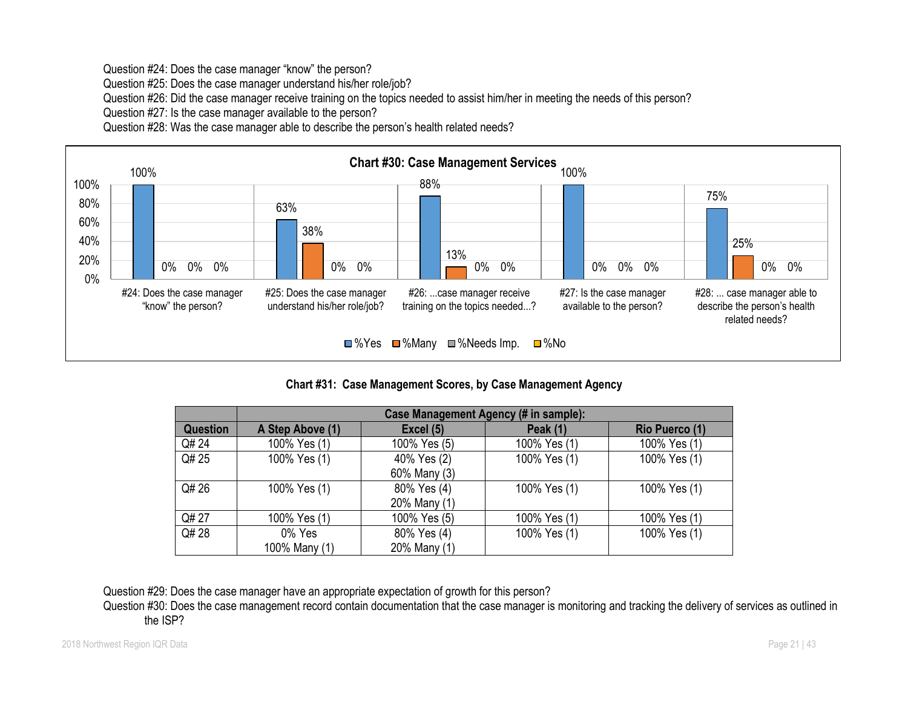Question #24: Does the case manager "know" the person?
Question #25: Does the case manager understand his/her role/job?
Question #26: Did the case manager receive training on the topics needed to assist him/her in meeting the needs of this person?
Question #27: Is the case manager available to the person?
Question #28: Was the case manager able to describe the person's health related needs?

**Chart #30: Case Management Services**

| Question | %Yes | %Many | %Needs Imp. | %No |
|---|---|---|---|---|
| #24: Does the case manager "know" the person? | 100% | 0% | 0% | 0% |
| #25: Does the case manager understand his/her role/job? | 63% | 38% | 0% | 0% |
| #26: ...case manager receive training on the topics needed...? | 88% | 13% | 0% | 0% |
| #27: Is the case manager available to the person? | 100% | 0% | 0% | 0% |
| #28: ... case manager able to describe the person's health related needs? | 75% | 25% | 0% | 0% |

**Chart #31: Case Management Scores, by Case Management Agency**

| | Case Management Agency (# in sample): | | | |
|---|---|---|---|---|
| **Question** | **A Step Above (1)** | **Excel (5)** | **Peak (1)** | **Rio Puerco (1)** |
| Q# 24 | 100% Yes (1) | 100% Yes (5) | 100% Yes (1) | 100% Yes (1) |
| Q# 25 | 100% Yes (1) | 40% Yes (2)<br>60% Many (3) | 100% Yes (1) | 100% Yes (1) |
| Q# 26 | 100% Yes (1) | 80% Yes (4)<br>20% Many (1) | 100% Yes (1) | 100% Yes (1) |
| Q# 27 | 100% Yes (1) | 100% Yes (5) | 100% Yes (1) | 100% Yes (1) |
| Q# 28 | 0% Yes<br>100% Many (1) | 80% Yes (4)<br>20% Many (1) | 100% Yes (1) | 100% Yes (1) |

Question #29: Does the case manager have an appropriate expectation of growth for this person?
Question #30: Does the case management record contain documentation that the case manager is monitoring and tracking the delivery of services as outlined in the ISP?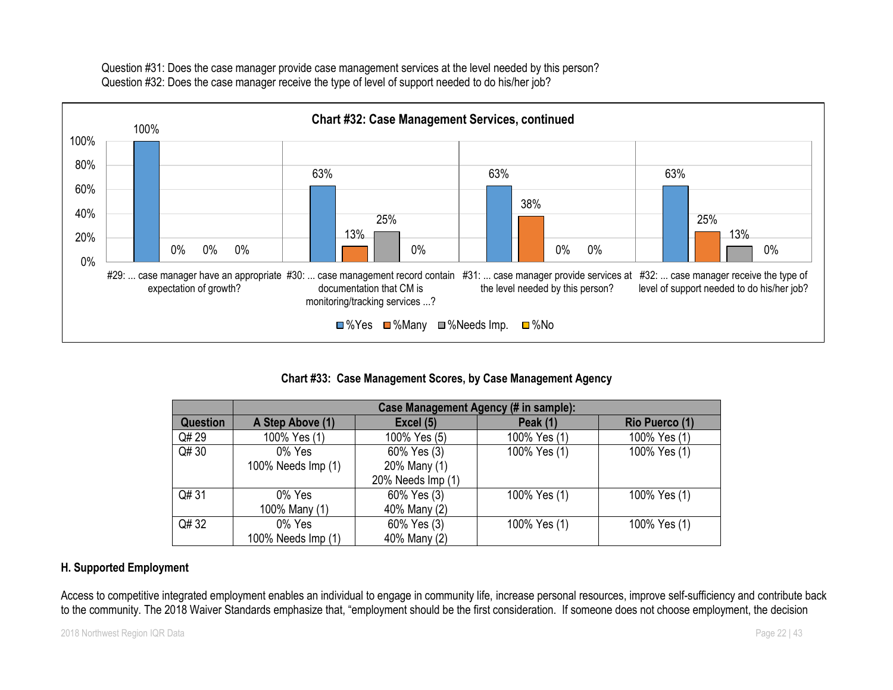Question #31: Does the case manager provide case management services at the level needed by this person?
Question #32: Does the case manager receive the type of level of support needed to do his/her job?

**Chart #32: Case Management Services, continued**

| Question | %Yes | %Many | %Needs Imp. | %No |
|---|---|---|---|---|
| #29: ... case manager have an appropriate expectation of growth? | 100% | 0% | 0% | 0% |
| #30: ... case management record contain documentation that CM is monitoring/tracking services ...? | 63% | 13% | 25% | 0% |
| #31: ... case manager provide services at the level needed by this person? | 63% | 38% | 0% | 0% |
| #32: ... case manager receive the type of level of support needed to do his/her job? | 63% | 25% | 13% | 0% |

**Chart #33: Case Management Scores, by Case Management Agency**

| | Case Management Agency (# in sample): | | | |
|---|---|---|---|---|
| **Question** | **A Step Above (1)** | **Excel (5)** | **Peak (1)** | **Rio Puerco (1)** |
| Q# 29 | 100% Yes (1) | 100% Yes (5) | 100% Yes (1) | 100% Yes (1) |
| Q# 30 | 0% Yes<br>100% Needs Imp (1) | 60% Yes (3)<br>20% Many (1)<br>20% Needs Imp (1) | 100% Yes (1) | 100% Yes (1) |
| Q# 31 | 0% Yes<br>100% Many (1) | 60% Yes (3)<br>40% Many (2) | 100% Yes (1) | 100% Yes (1) |
| Q# 32 | 0% Yes<br>100% Needs Imp (1) | 60% Yes (3)<br>40% Many (2) | 100% Yes (1) | 100% Yes (1) |

### H. Supported Employment

Access to competitive integrated employment enables an individual to engage in community life, increase personal resources, improve self-sufficiency and contribute back to the community. The 2018 Waiver Standards emphasize that, "employment should be the first consideration. If someone does not choose employment, the decision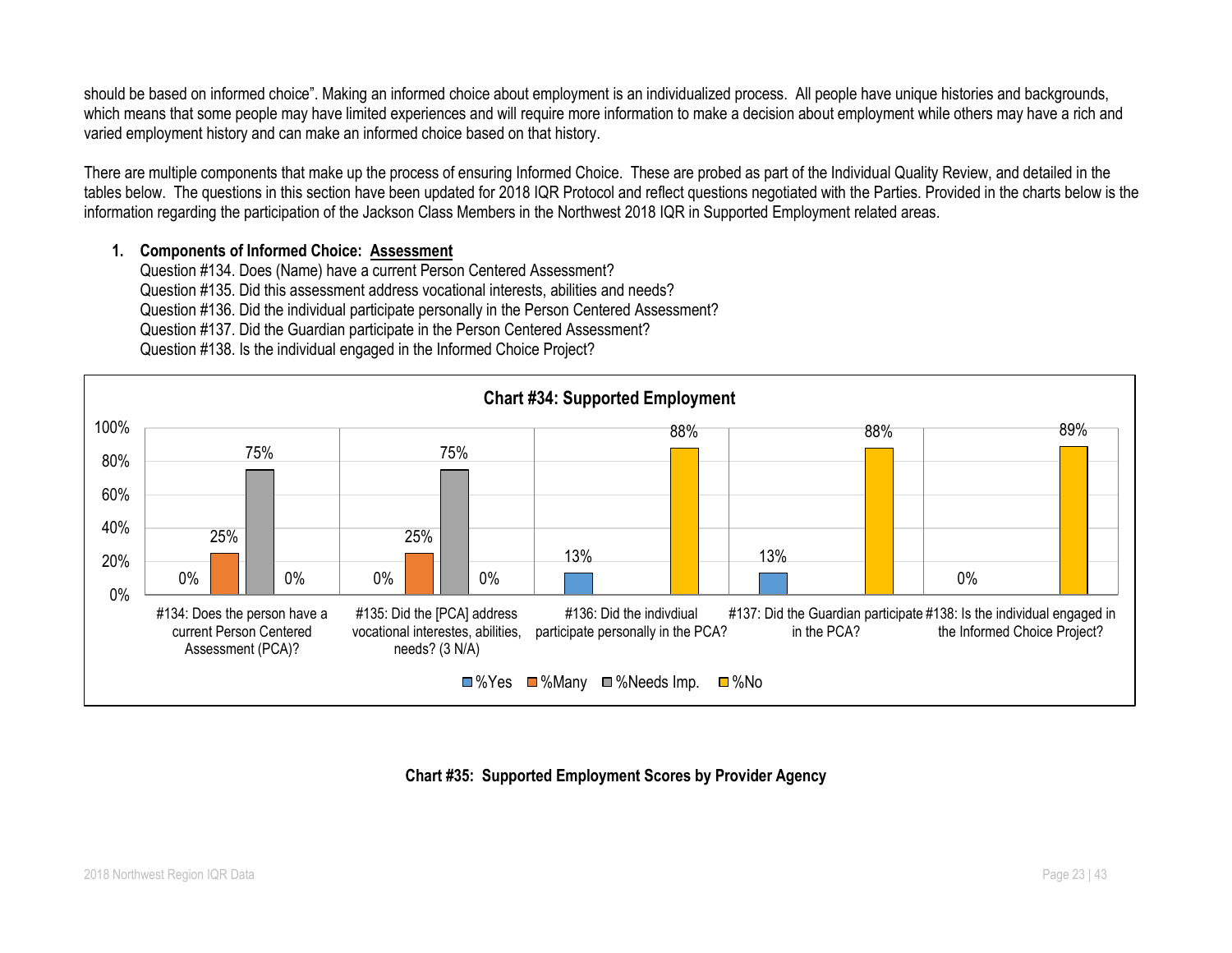should be based on informed choice". Making an informed choice about employment is an individualized process. All people have unique histories and backgrounds, which means that some people may have limited experiences and will require more information to make a decision about employment while others may have a rich and varied employment history and can make an informed choice based on that history.

There are multiple components that make up the process of ensuring Informed Choice. These are probed as part of the Individual Quality Review, and detailed in the tables below. The questions in this section have been updated for 2018 IQR Protocol and reflect questions negotiated with the Parties. Provided in the charts below is the information regarding the participation of the Jackson Class Members in the Northwest 2018 IQR in Supported Employment related areas.

1. **Components of Informed Choice: <u>Assessment</u>**

   Question #134. Does (Name) have a current Person Centered Assessment?
   Question #135. Did this assessment address vocational interests, abilities and needs?
   Question #136. Did the individual participate personally in the Person Centered Assessment?
   Question #137. Did the Guardian participate in the Person Centered Assessment?
   Question #138. Is the individual engaged in the Informed Choice Project?

**Chart #34: Supported Employment**

| | %Yes | %Many | %Needs Imp. | %No |
|---|---|---|---|---|
| #134: Does the person have a current Person Centered Assessment (PCA)? | 0% | 25% | 75% | 0% |
| #135: Did the [PCA] address vocational interestes, abilities, needs? (3 N/A) | 0% | 25% | 75% | 0% |
| #136: Did the indivdiual participate personally in the PCA? | 13% | | | 88% |
| #137: Did the Guardian participate in the PCA? | 13% | | | 88% |
| #138: Is the individual engaged in the Informed Choice Project? | 0% | | | 89% |

**Chart #35: Supported Employment Scores by Provider Agency**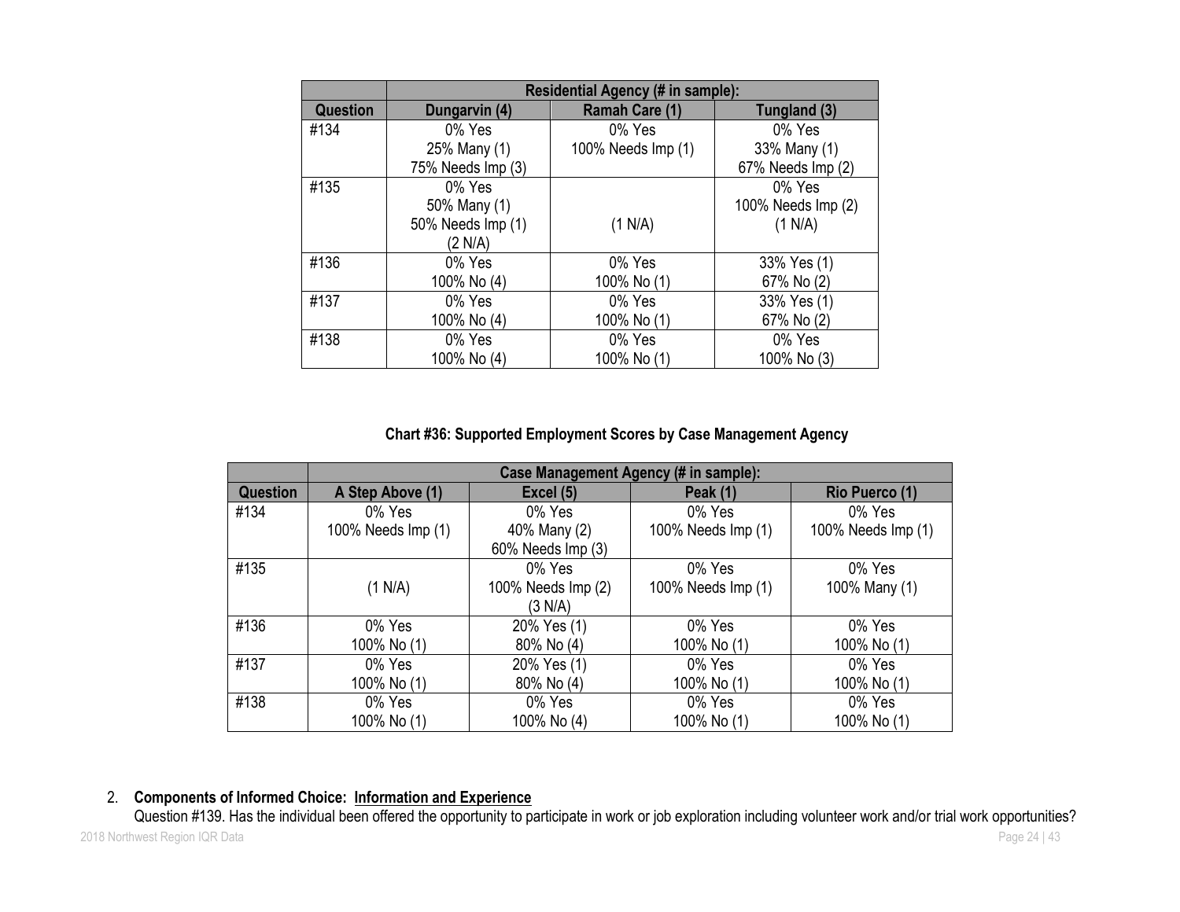| | Residential Agency (# in sample): | | |
|---|---|---|---|
| **Question** | **Dungarvin (4)** | **Ramah Care (1)** | **Tungland (3)** |
| #134 | 0% Yes<br>25% Many (1)<br>75% Needs Imp (3) | 0% Yes<br>100% Needs Imp (1) | 0% Yes<br>33% Many (1)<br>67% Needs Imp (2) |
| #135 | 0% Yes<br>50% Many (1)<br>50% Needs Imp (1)<br>(2 N/A) | (1 N/A) | 0% Yes<br>100% Needs Imp (2)<br>(1 N/A) |
| #136 | 0% Yes<br>100% No (4) | 0% Yes<br>100% No (1) | 33% Yes (1)<br>67% No (2) |
| #137 | 0% Yes<br>100% No (4) | 0% Yes<br>100% No (1) | 33% Yes (1)<br>67% No (2) |
| #138 | 0% Yes<br>100% No (4) | 0% Yes<br>100% No (1) | 0% Yes<br>100% No (3) |

**Chart #36: Supported Employment Scores by Case Management Agency**

| | Case Management Agency (# in sample): | | | |
|---|---|---|---|---|
| **Question** | **A Step Above (1)** | **Excel (5)** | **Peak (1)** | **Rio Puerco (1)** |
| #134 | 0% Yes<br>100% Needs Imp (1) | 0% Yes<br>40% Many (2)<br>60% Needs Imp (3) | 0% Yes<br>100% Needs Imp (1) | 0% Yes<br>100% Needs Imp (1) |
| #135 | (1 N/A) | 0% Yes<br>100% Needs Imp (2)<br>(3 N/A) | 0% Yes<br>100% Needs Imp (1) | 0% Yes<br>100% Many (1) |
| #136 | 0% Yes<br>100% No (1) | 20% Yes (1)<br>80% No (4) | 0% Yes<br>100% No (1) | 0% Yes<br>100% No (1) |
| #137 | 0% Yes<br>100% No (1) | 20% Yes (1)<br>80% No (4) | 0% Yes<br>100% No (1) | 0% Yes<br>100% No (1) |
| #138 | 0% Yes<br>100% No (1) | 0% Yes<br>100% No (4) | 0% Yes<br>100% No (1) | 0% Yes<br>100% No (1) |

2. **Components of Informed Choice: <u>Information and Experience</u>**
   Question #139. Has the individual been offered the opportunity to participate in work or job exploration including volunteer work and/or trial work opportunities?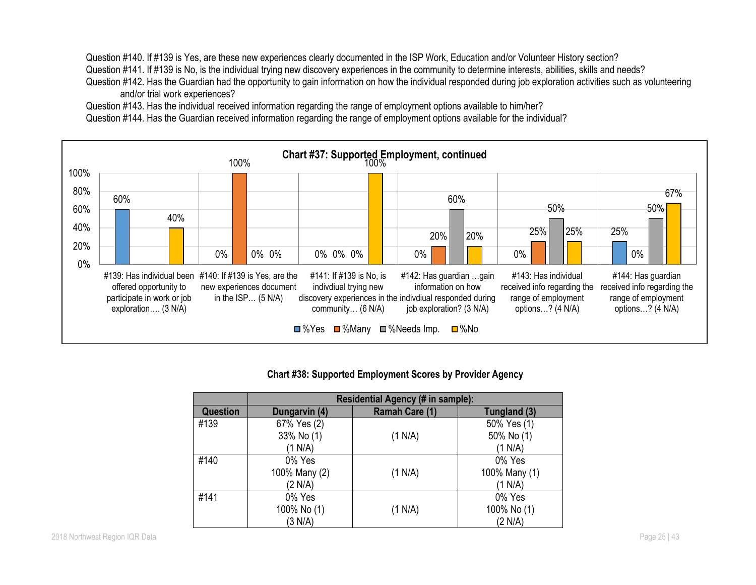Question #140. If #139 is Yes, are these new experiences clearly documented in the ISP Work, Education and/or Volunteer History section?

Question #141. If #139 is No, is the individual trying new discovery experiences in the community to determine interests, abilities, skills and needs?

Question #142. Has the Guardian had the opportunity to gain information on how the individual responded during job exploration activities such as volunteering and/or trial work experiences?

Question #143. Has the individual received information regarding the range of employment options available to him/her?

Question #144. Has the Guardian received information regarding the range of employment options available for the individual?

**Chart #37: Supported Employment, continued**

| Question | %Yes | %Many | %Needs Imp. | %No |
|---|---|---|---|---|
| #139: Has individual been offered opportunity to participate in work or job exploration…. (3 N/A) | 60% | | | 40% |
| #140: If #139 is Yes, are the new experiences document in the ISP… (5 N/A) | 0% | 100% | 0% | 0% |
| #141: If #139 is No, is indivdiual trying new discovery experiences in the community… (6 N/A) | 0% | 0% | 0% | 100% |
| #142: Has guardian …gain information on how indivdiual responded during job exploration? (3 N/A) | 0% | 20% | 60% | 20% |
| #143: Has individual received info regarding the range of employment options…? (4 N/A) | 0% | 25% | 50% | 25% |
| #144: Has guardian received info regarding the range of employment options…? (4 N/A) | 25% | 0% | 50% | 67% |

**Chart #38: Supported Employment Scores by Provider Agency**

| | Residential Agency (# in sample): | | |
|---|---|---|---|
| **Question** | **Dungarvin (4)** | **Ramah Care (1)** | **Tungland (3)** |
| #139 | 67% Yes (2)<br>33% No (1)<br>(1 N/A) | (1 N/A) | 50% Yes (1)<br>50% No (1)<br>(1 N/A) |
| #140 | 0% Yes<br>100% Many (2)<br>(2 N/A) | (1 N/A) | 0% Yes<br>100% Many (1)<br>(1 N/A) |
| #141 | 0% Yes<br>100% No (1)<br>(3 N/A) | (1 N/A) | 0% Yes<br>100% No (1)<br>(2 N/A) |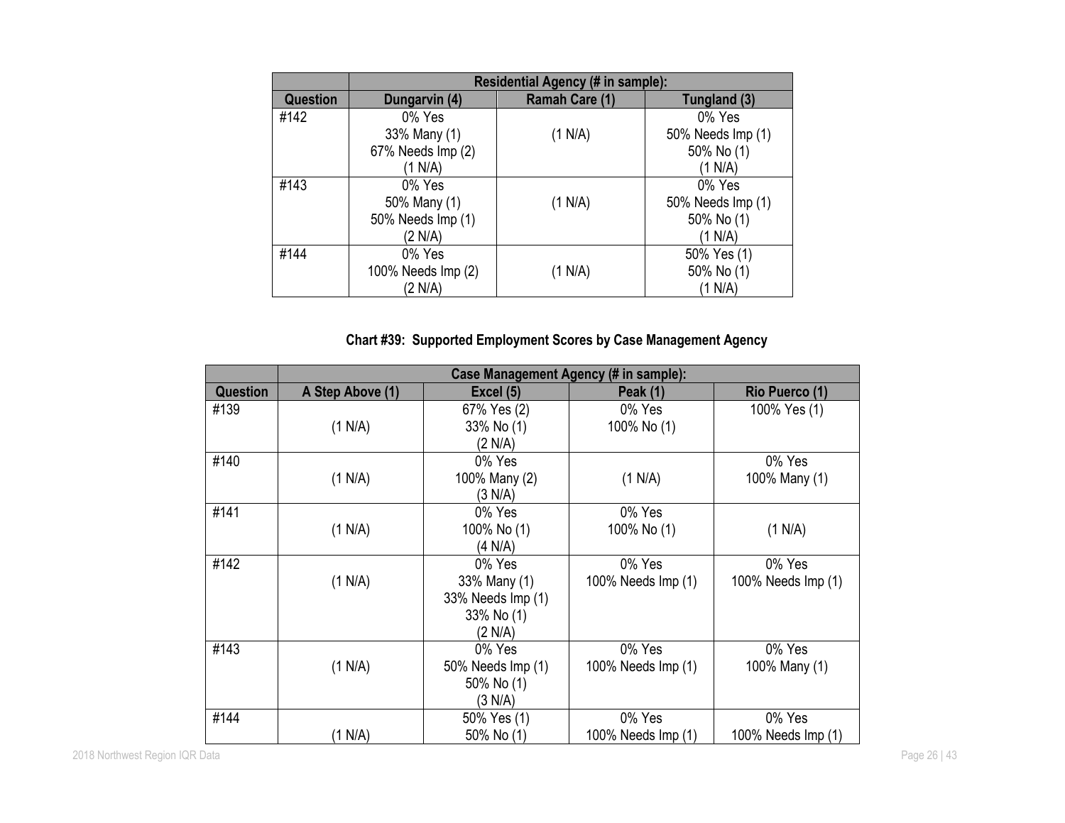| Question | Residential Agency (# in sample): | | |
|---|---|---|---|
| | Dungarvin (4) | Ramah Care (1) | Tungland (3) |
| #142 | 0% Yes<br>33% Many (1)<br>67% Needs Imp (2)<br>(1 N/A) | (1 N/A) | 0% Yes<br>50% Needs Imp (1)<br>50% No (1)<br>(1 N/A) |
| #143 | 0% Yes<br>50% Many (1)<br>50% Needs Imp (1)<br>(2 N/A) | (1 N/A) | 0% Yes<br>50% Needs Imp (1)<br>50% No (1)<br>(1 N/A) |
| #144 | 0% Yes<br>100% Needs Imp (2)<br>(2 N/A) | (1 N/A) | 50% Yes (1)<br>50% No (1)<br>(1 N/A) |

**Chart #39: Supported Employment Scores by Case Management Agency**

| Question | Case Management Agency (# in sample): | | | |
|---|---|---|---|---|
| | A Step Above (1) | Excel (5) | Peak (1) | Rio Puerco (1) |
| #139 | (1 N/A) | 67% Yes (2)<br>33% No (1)<br>(2 N/A) | 0% Yes<br>100% No (1) | 100% Yes (1) |
| #140 | (1 N/A) | 0% Yes<br>100% Many (2)<br>(3 N/A) | (1 N/A) | 0% Yes<br>100% Many (1) |
| #141 | (1 N/A) | 0% Yes<br>100% No (1)<br>(4 N/A) | 0% Yes<br>100% No (1) | (1 N/A) |
| #142 | (1 N/A) | 0% Yes<br>33% Many (1)<br>33% Needs Imp (1)<br>33% No (1)<br>(2 N/A) | 0% Yes<br>100% Needs Imp (1) | 0% Yes<br>100% Needs Imp (1) |
| #143 | (1 N/A) | 0% Yes<br>50% Needs Imp (1)<br>50% No (1)<br>(3 N/A) | 0% Yes<br>100% Needs Imp (1) | 0% Yes<br>100% Many (1) |
| #144 | (1 N/A) | 50% Yes (1)<br>50% No (1) | 0% Yes<br>100% Needs Imp (1) | 0% Yes<br>100% Needs Imp (1) |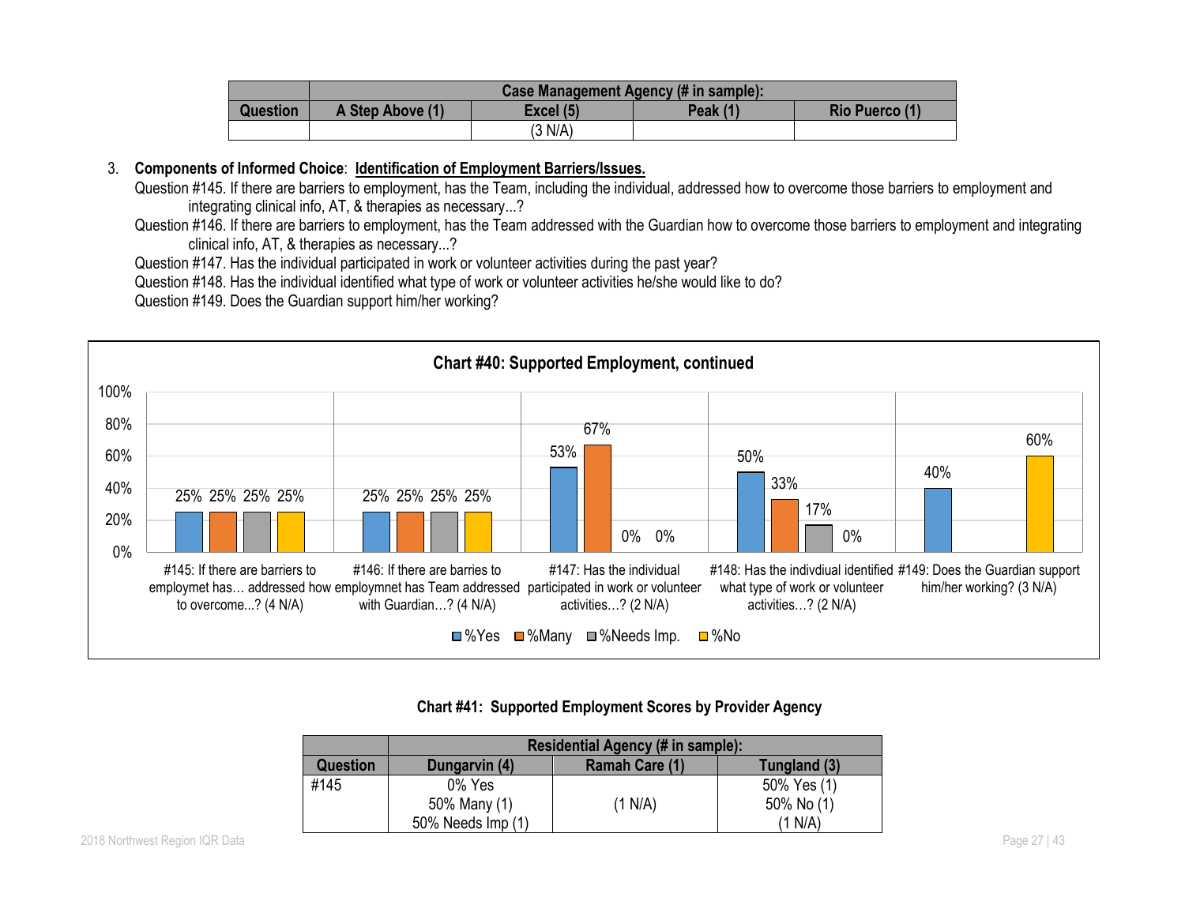| Question | Case Management Agency (# in sample): | | | |
|---|---|---|---|---|
| | A Step Above (1) | Excel (5) | Peak (1) | Rio Puerco (1) |
| | | (3 N/A) | | |

3. **Components of Informed Choice**: **Identification of Employment Barriers/Issues.**
   Question #145. If there are barriers to employment, has the Team, including the individual, addressed how to overcome those barriers to employment and integrating clinical info, AT, & therapies as necessary...?
   Question #146. If there are barriers to employment, has the Team addressed with the Guardian how to overcome those barriers to employment and integrating clinical info, AT, & therapies as necessary...?
   Question #147. Has the individual participated in work or volunteer activities during the past year?
   Question #148. Has the individual identified what type of work or volunteer activities he/she would like to do?
   Question #149. Does the Guardian support him/her working?

**Chart #40: Supported Employment, continued**

| Question | %Yes | %Many | %Needs Imp. | %No |
|---|---|---|---|---|
| #145: If there are barriers to employmet has… addressed how to overcome...? (4 N/A) | 25% | 25% | 25% | 25% |
| #146: If there are barries to employmnet has Team addressed with Guardian…? (4 N/A) | 25% | 25% | 25% | 25% |
| #147: Has the individual participated in work or volunteer activities…? (2 N/A) | 53% | 67% | 0% | 0% |
| #148: Has the indivdiual identified what type of work or volunteer activities…? (2 N/A) | 50% | 33% | 17% | 0% |
| #149: Does the Guardian support him/her working? (3 N/A) | 40% | | | 60% |

**Chart #41: Supported Employment Scores by Provider Agency**

| Question | Residential Agency (# in sample): | | |
|---|---|---|---|
| | Dungarvin (4) | Ramah Care (1) | Tungland (3) |
| #145 | 0% Yes<br>50% Many (1)<br>50% Needs Imp (1) | (1 N/A) | 50% Yes (1)<br>50% No (1)<br>(1 N/A) |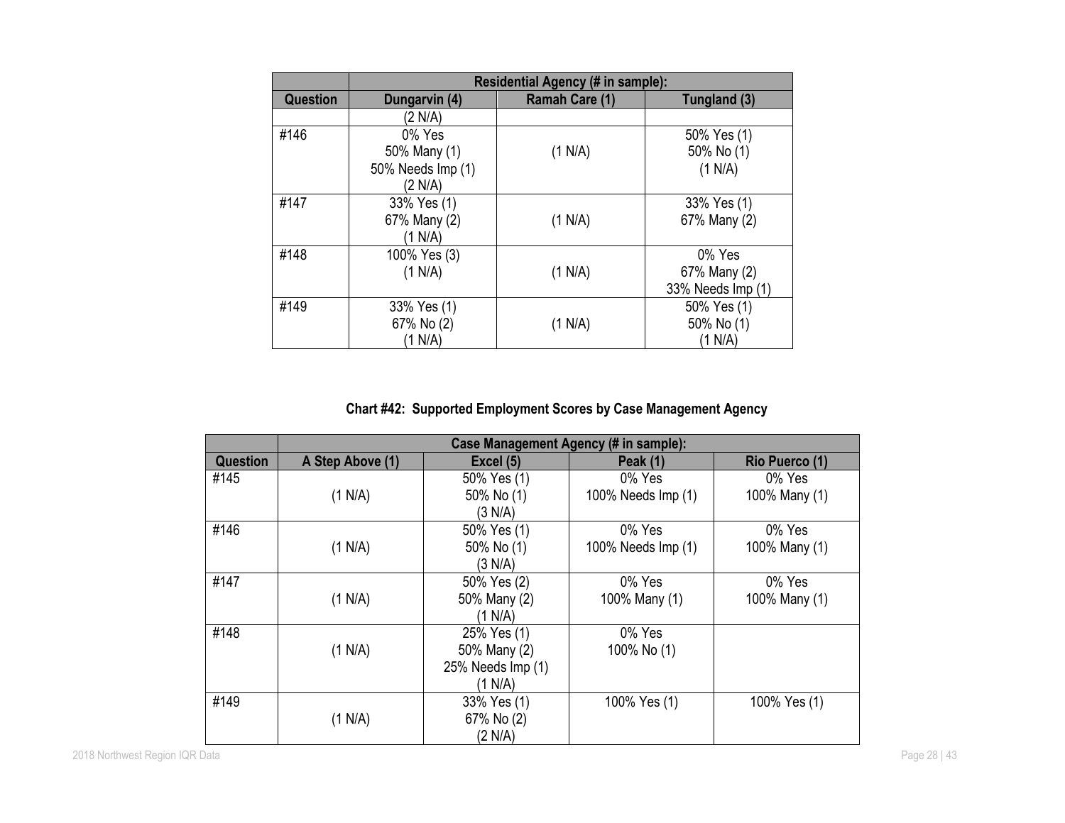| | Residential Agency (# in sample): | | |
|---|---|---|---|
| **Question** | **Dungarvin (4)** | **Ramah Care (1)** | **Tungland (3)** |
| | (2 N/A) | | |
| #146 | 0% Yes<br>50% Many (1)<br>50% Needs Imp (1)<br>(2 N/A) | (1 N/A) | 50% Yes (1)<br>50% No (1)<br>(1 N/A) |
| #147 | 33% Yes (1)<br>67% Many (2)<br>(1 N/A) | (1 N/A) | 33% Yes (1)<br>67% Many (2) |
| #148 | 100% Yes (3)<br>(1 N/A) | (1 N/A) | 0% Yes<br>67% Many (2)<br>33% Needs Imp (1) |
| #149 | 33% Yes (1)<br>67% No (2)<br>(1 N/A) | (1 N/A) | 50% Yes (1)<br>50% No (1)<br>(1 N/A) |

**Chart #42: Supported Employment Scores by Case Management Agency**

| | Case Management Agency (# in sample): | | | |
|---|---|---|---|---|
| **Question** | **A Step Above (1)** | **Excel (5)** | **Peak (1)** | **Rio Puerco (1)** |
| #145 | (1 N/A) | 50% Yes (1)<br>50% No (1)<br>(3 N/A) | 0% Yes<br>100% Needs Imp (1) | 0% Yes<br>100% Many (1) |
| #146 | (1 N/A) | 50% Yes (1)<br>50% No (1)<br>(3 N/A) | 0% Yes<br>100% Needs Imp (1) | 0% Yes<br>100% Many (1) |
| #147 | (1 N/A) | 50% Yes (2)<br>50% Many (2)<br>(1 N/A) | 0% Yes<br>100% Many (1) | 0% Yes<br>100% Many (1) |
| #148 | (1 N/A) | 25% Yes (1)<br>50% Many (2)<br>25% Needs Imp (1)<br>(1 N/A) | 0% Yes<br>100% No (1) | |
| #149 | (1 N/A) | 33% Yes (1)<br>67% No (2)<br>(2 N/A) | 100% Yes (1) | 100% Yes (1) |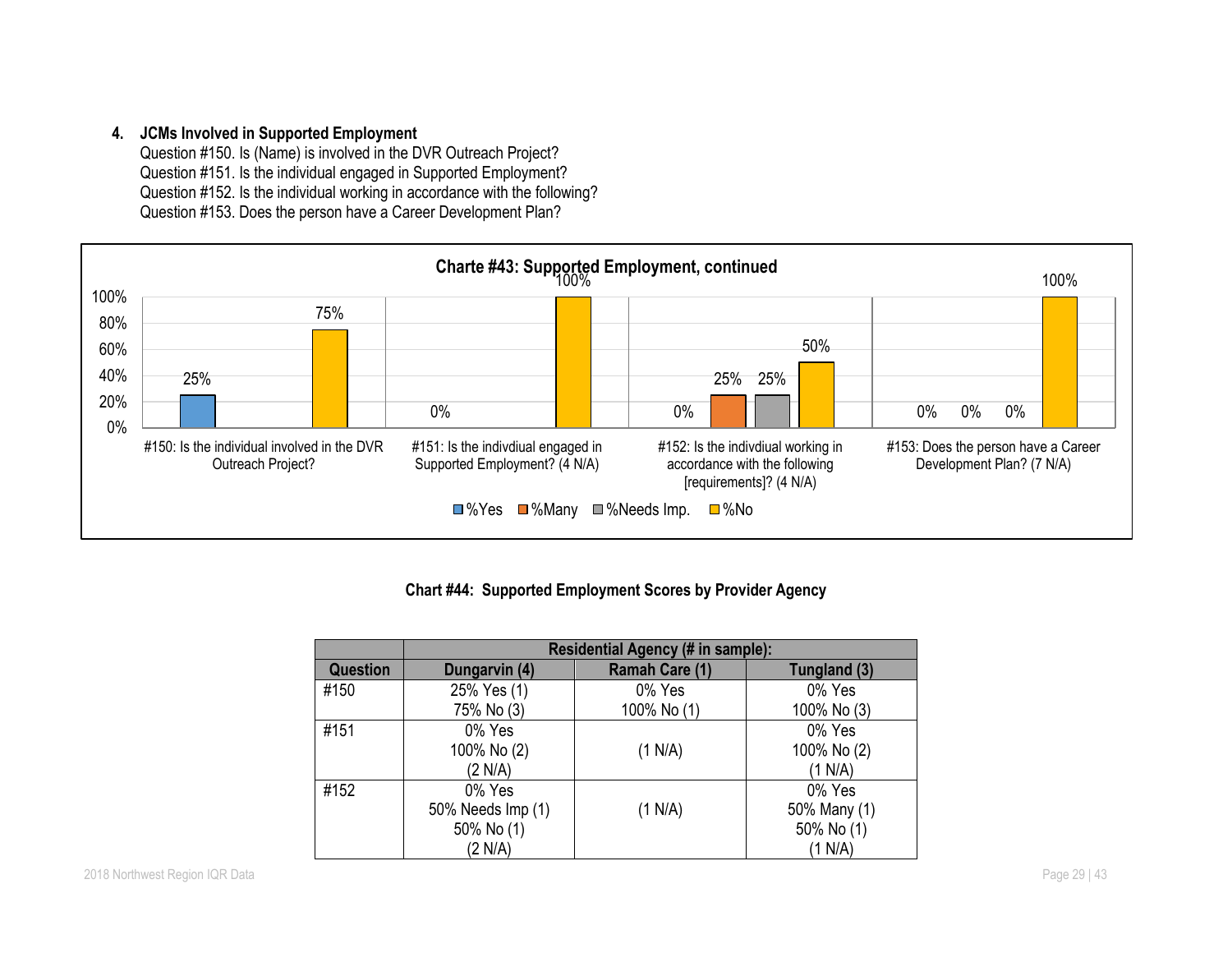## 4. JCMs Involved in Supported Employment

Question #150. Is (Name) is involved in the DVR Outreach Project?
Question #151. Is the individual engaged in Supported Employment?
Question #152. Is the individual working in accordance with the following?
Question #153. Does the person have a Career Development Plan?

**Charte #43: Supported Employment, continued**

| Question | %Yes | %Many | %Needs Imp. | %No |
|---|---|---|---|---|
| #150: Is the individual involved in the DVR Outreach Project? | 25% | | | 75% |
| #151: Is the indivdiual engaged in Supported Employment? (4 N/A) | 0% | | | 100% |
| #152: Is the indivdiual working in accordance with the following [requirements]? (4 N/A) | 0% | 25% | 25% | 50% |
| #153: Does the person have a Career Development Plan? (7 N/A) | 0% | 0% | 0% | 100% |

**Chart #44: Supported Employment Scores by Provider Agency**

| | Residential Agency (# in sample): | | |
|---|---|---|---|
| **Question** | **Dungarvin (4)** | **Ramah Care (1)** | **Tungland (3)** |
| #150 | 25% Yes (1)<br>75% No (3) | 0% Yes<br>100% No (1) | 0% Yes<br>100% No (3) |
| #151 | 0% Yes<br>100% No (2)<br>(2 N/A) | (1 N/A) | 0% Yes<br>100% No (2)<br>(1 N/A) |
| #152 | 0% Yes<br>50% Needs Imp (1)<br>50% No (1)<br>(2 N/A) | (1 N/A) | 0% Yes<br>50% Many (1)<br>50% No (1)<br>(1 N/A) |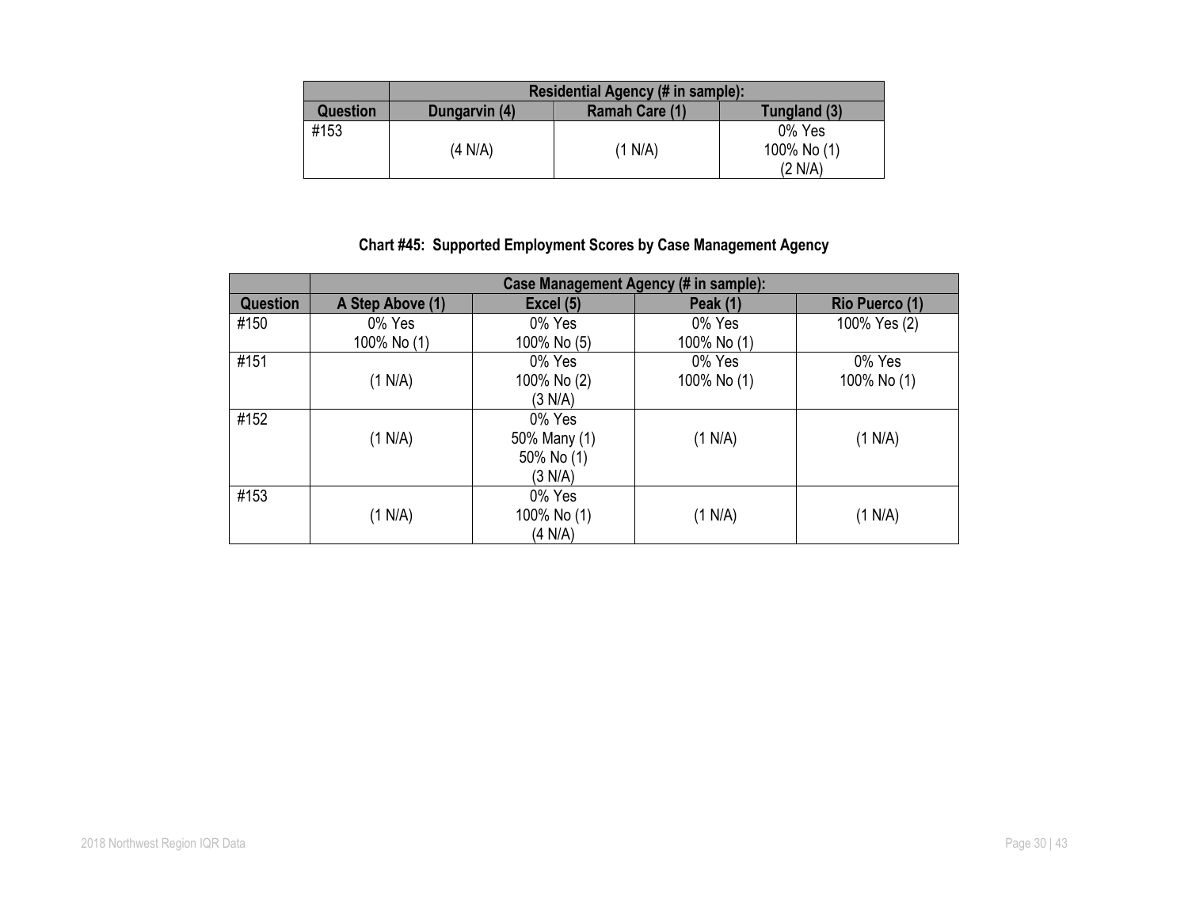| | Residential Agency (# in sample): | | |
|---|---|---|---|
| **Question** | **Dungarvin (4)** | **Ramah Care (1)** | **Tungland (3)** |
| #153 | (4 N/A) | (1 N/A) | 0% Yes<br>100% No (1)<br>(2 N/A) |

**Chart #45: Supported Employment Scores by Case Management Agency**

| | Case Management Agency (# in sample): | | | |
|---|---|---|---|---|
| **Question** | **A Step Above (1)** | **Excel (5)** | **Peak (1)** | **Rio Puerco (1)** |
| #150 | 0% Yes<br>100% No (1) | 0% Yes<br>100% No (5) | 0% Yes<br>100% No (1) | 100% Yes (2) |
| #151 | (1 N/A) | 0% Yes<br>100% No (2)<br>(3 N/A) | 0% Yes<br>100% No (1) | 0% Yes<br>100% No (1) |
| #152 | (1 N/A) | 0% Yes<br>50% Many (1)<br>50% No (1)<br>(3 N/A) | (1 N/A) | (1 N/A) |
| #153 | (1 N/A) | 0% Yes<br>100% No (1)<br>(4 N/A) | (1 N/A) | (1 N/A) |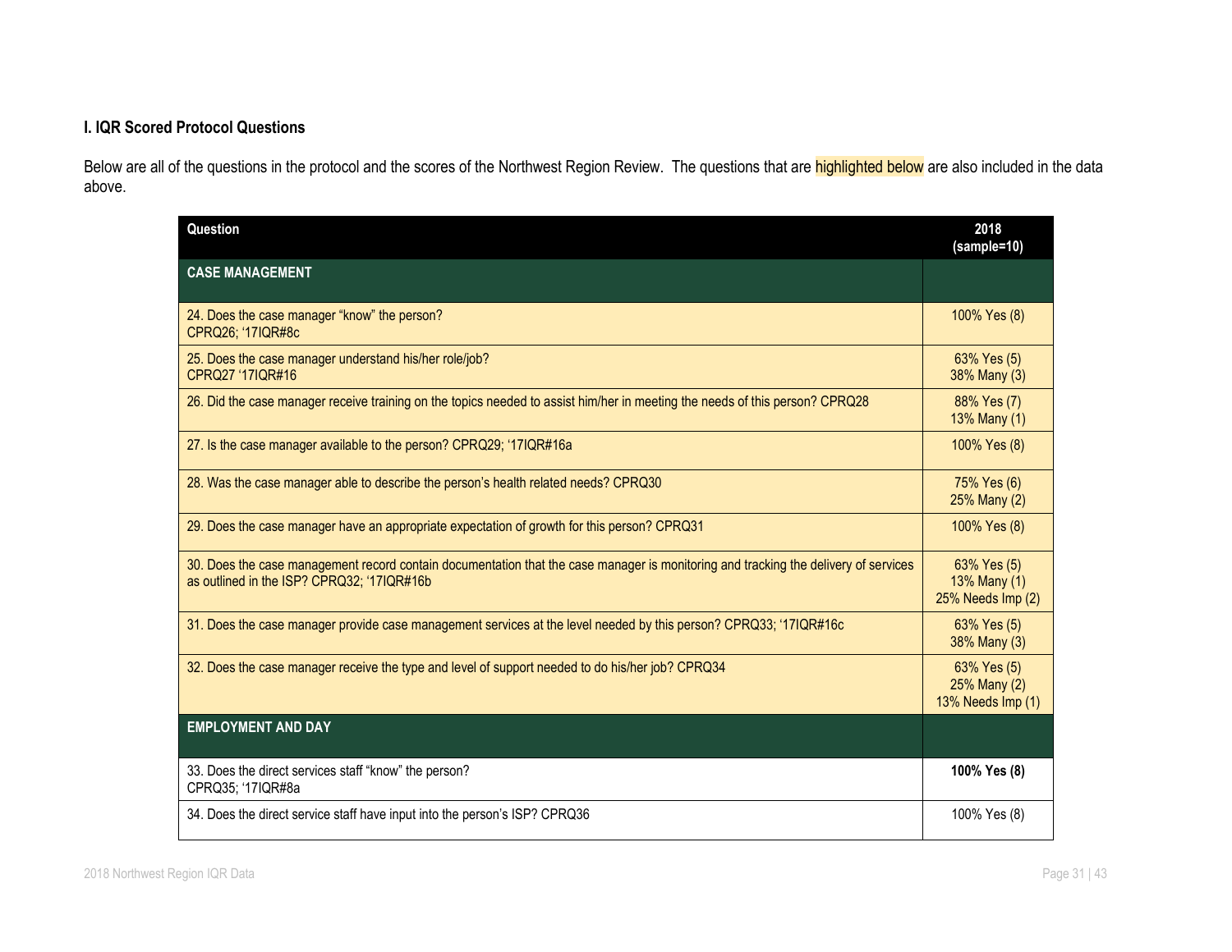### I. IQR Scored Protocol Questions

Below are all of the questions in the protocol and the scores of the Northwest Region Review. The questions that are highlighted below are also included in the data above.

| Question | 2018 (sample=10) |
| --- | --- |
| **CASE MANAGEMENT** | |
| 24. Does the case manager "know" the person? CPRQ26; '17IQR#8c | 100% Yes (8) |
| 25. Does the case manager understand his/her role/job? CPRQ27 '17IQR#16 | 63% Yes (5) 38% Many (3) |
| 26. Did the case manager receive training on the topics needed to assist him/her in meeting the needs of this person? CPRQ28 | 88% Yes (7) 13% Many (1) |
| 27. Is the case manager available to the person? CPRQ29; '17IQR#16a | 100% Yes (8) |
| 28. Was the case manager able to describe the person's health related needs? CPRQ30 | 75% Yes (6) 25% Many (2) |
| 29. Does the case manager have an appropriate expectation of growth for this person? CPRQ31 | 100% Yes (8) |
| 30. Does the case management record contain documentation that the case manager is monitoring and tracking the delivery of services as outlined in the ISP? CPRQ32; '17IQR#16b | 63% Yes (5) 13% Many (1) 25% Needs Imp (2) |
| 31. Does the case manager provide case management services at the level needed by this person? CPRQ33; '17IQR#16c | 63% Yes (5) 38% Many (3) |
| 32. Does the case manager receive the type and level of support needed to do his/her job? CPRQ34 | 63% Yes (5) 25% Many (2) 13% Needs Imp (1) |
| **EMPLOYMENT AND DAY** | |
| 33. Does the direct services staff "know" the person? CPRQ35; '17IQR#8a | **100% Yes (8)** |
| 34. Does the direct service staff have input into the person's ISP? CPRQ36 | 100% Yes (8) |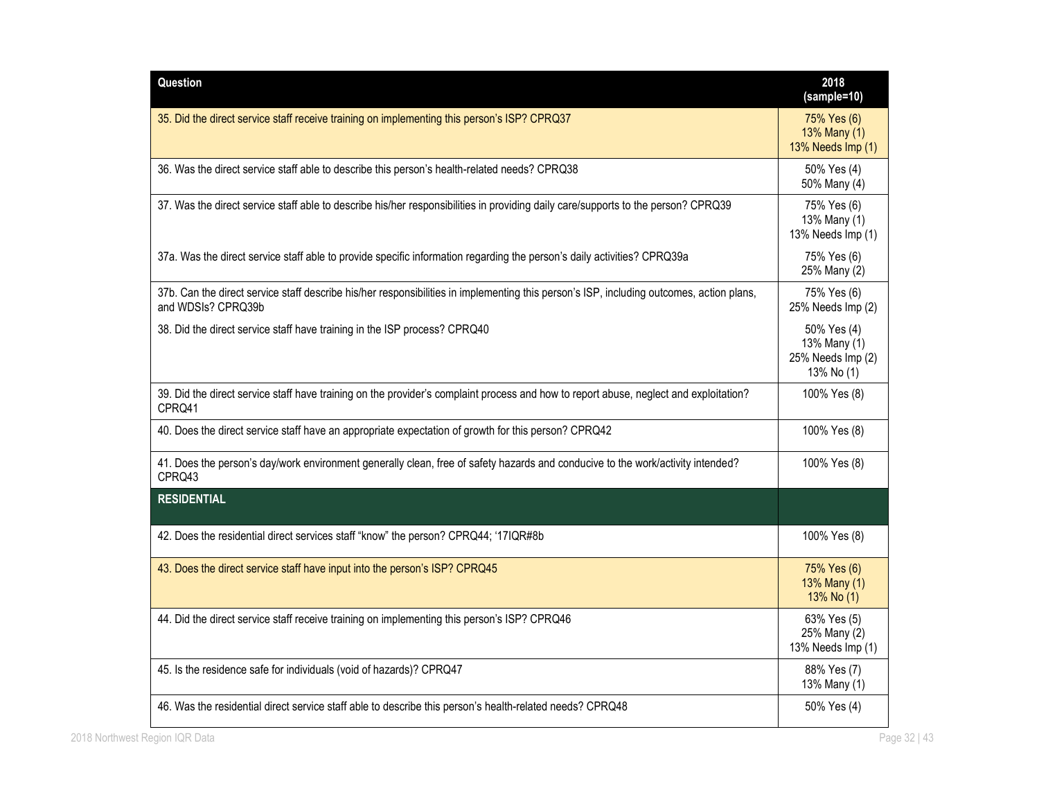| Question | 2018 (sample=10) |
| --- | --- |
| 35. Did the direct service staff receive training on implementing this person's ISP? CPRQ37 | 75% Yes (6)<br>13% Many (1)<br>13% Needs Imp (1) |
| 36. Was the direct service staff able to describe this person's health-related needs? CPRQ38 | 50% Yes (4)<br>50% Many (4) |
| 37. Was the direct service staff able to describe his/her responsibilities in providing daily care/supports to the person? CPRQ39 | 75% Yes (6)<br>13% Many (1)<br>13% Needs Imp (1) |
| 37a. Was the direct service staff able to provide specific information regarding the person's daily activities? CPRQ39a | 75% Yes (6)<br>25% Many (2) |
| 37b. Can the direct service staff describe his/her responsibilities in implementing this person's ISP, including outcomes, action plans, and WDSIs? CPRQ39b | 75% Yes (6)<br>25% Needs Imp (2) |
| 38. Did the direct service staff have training in the ISP process? CPRQ40 | 50% Yes (4)<br>13% Many (1)<br>25% Needs Imp (2)<br>13% No (1) |
| 39. Did the direct service staff have training on the provider's complaint process and how to report abuse, neglect and exploitation? CPRQ41 | 100% Yes (8) |
| 40. Does the direct service staff have an appropriate expectation of growth for this person? CPRQ42 | 100% Yes (8) |
| 41. Does the person's day/work environment generally clean, free of safety hazards and conducive to the work/activity intended? CPRQ43 | 100% Yes (8) |
| **RESIDENTIAL** | |
| 42. Does the residential direct services staff "know" the person? CPRQ44; '17IQR#8b | 100% Yes (8) |
| 43. Does the direct service staff have input into the person's ISP? CPRQ45 | 75% Yes (6)<br>13% Many (1)<br>13% No (1) |
| 44. Did the direct service staff receive training on implementing this person's ISP? CPRQ46 | 63% Yes (5)<br>25% Many (2)<br>13% Needs Imp (1) |
| 45. Is the residence safe for individuals (void of hazards)? CPRQ47 | 88% Yes (7)<br>13% Many (1) |
| 46. Was the residential direct service staff able to describe this person's health-related needs? CPRQ48 | 50% Yes (4) |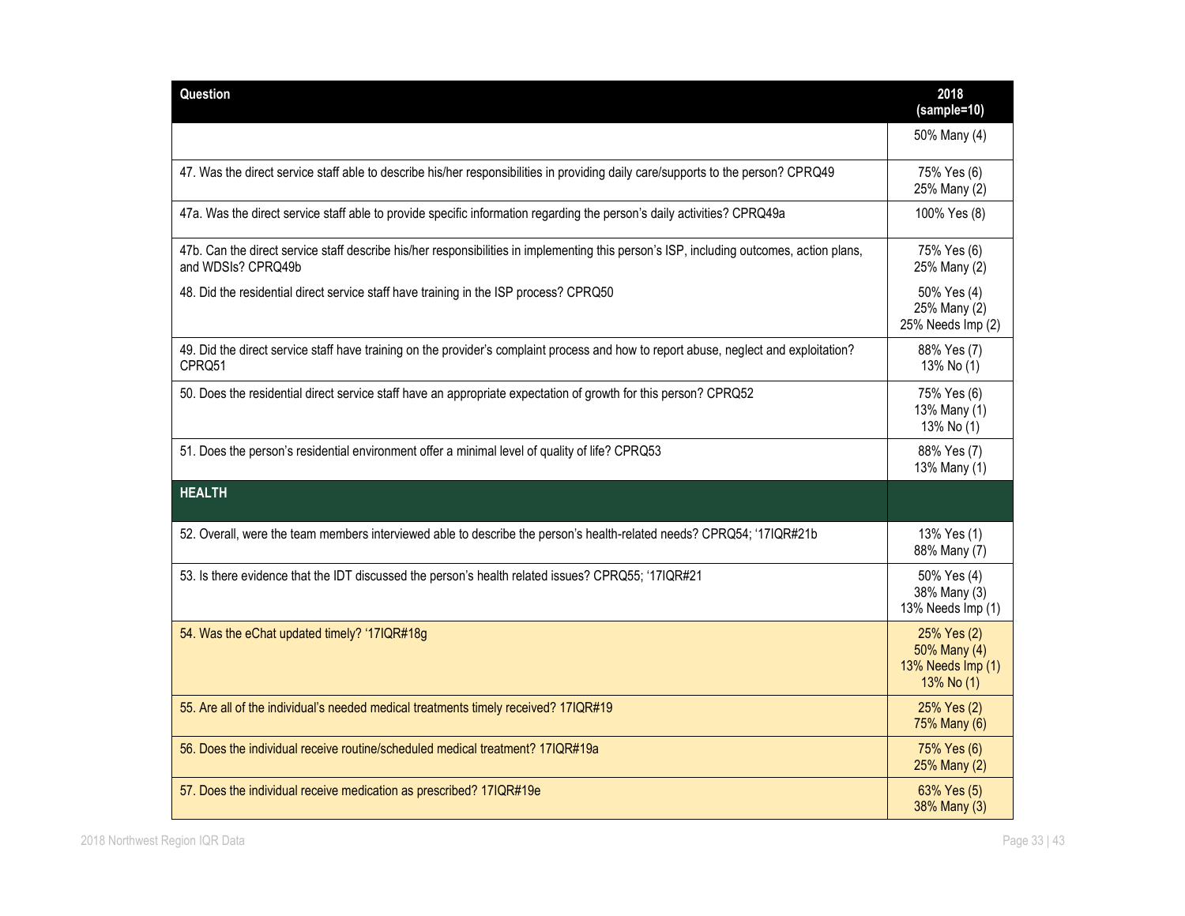| Question | 2018 (sample=10) |
|---|---|
| | 50% Many (4) |
| 47. Was the direct service staff able to describe his/her responsibilities in providing daily care/supports to the person? CPRQ49 | 75% Yes (6)<br>25% Many (2) |
| 47a. Was the direct service staff able to provide specific information regarding the person's daily activities? CPRQ49a | 100% Yes (8) |
| 47b. Can the direct service staff describe his/her responsibilities in implementing this person's ISP, including outcomes, action plans, and WDSIs? CPRQ49b | 75% Yes (6)<br>25% Many (2) |
| 48. Did the residential direct service staff have training in the ISP process? CPRQ50 | 50% Yes (4)<br>25% Many (2)<br>25% Needs Imp (2) |
| 49. Did the direct service staff have training on the provider's complaint process and how to report abuse, neglect and exploitation? CPRQ51 | 88% Yes (7)<br>13% No (1) |
| 50. Does the residential direct service staff have an appropriate expectation of growth for this person? CPRQ52 | 75% Yes (6)<br>13% Many (1)<br>13% No (1) |
| 51. Does the person's residential environment offer a minimal level of quality of life? CPRQ53 | 88% Yes (7)<br>13% Many (1) |
| **HEALTH** | |
| 52. Overall, were the team members interviewed able to describe the person's health-related needs? CPRQ54; '17IQR#21b | 13% Yes (1)<br>88% Many (7) |
| 53. Is there evidence that the IDT discussed the person's health related issues? CPRQ55; '17IQR#21 | 50% Yes (4)<br>38% Many (3)<br>13% Needs Imp (1) |
| 54. Was the eChat updated timely? '17IQR#18g | 25% Yes (2)<br>50% Many (4)<br>13% Needs Imp (1)<br>13% No (1) |
| 55. Are all of the individual's needed medical treatments timely received? 17IQR#19 | 25% Yes (2)<br>75% Many (6) |
| 56. Does the individual receive routine/scheduled medical treatment? 17IQR#19a | 75% Yes (6)<br>25% Many (2) |
| 57. Does the individual receive medication as prescribed? 17IQR#19e | 63% Yes (5)<br>38% Many (3) |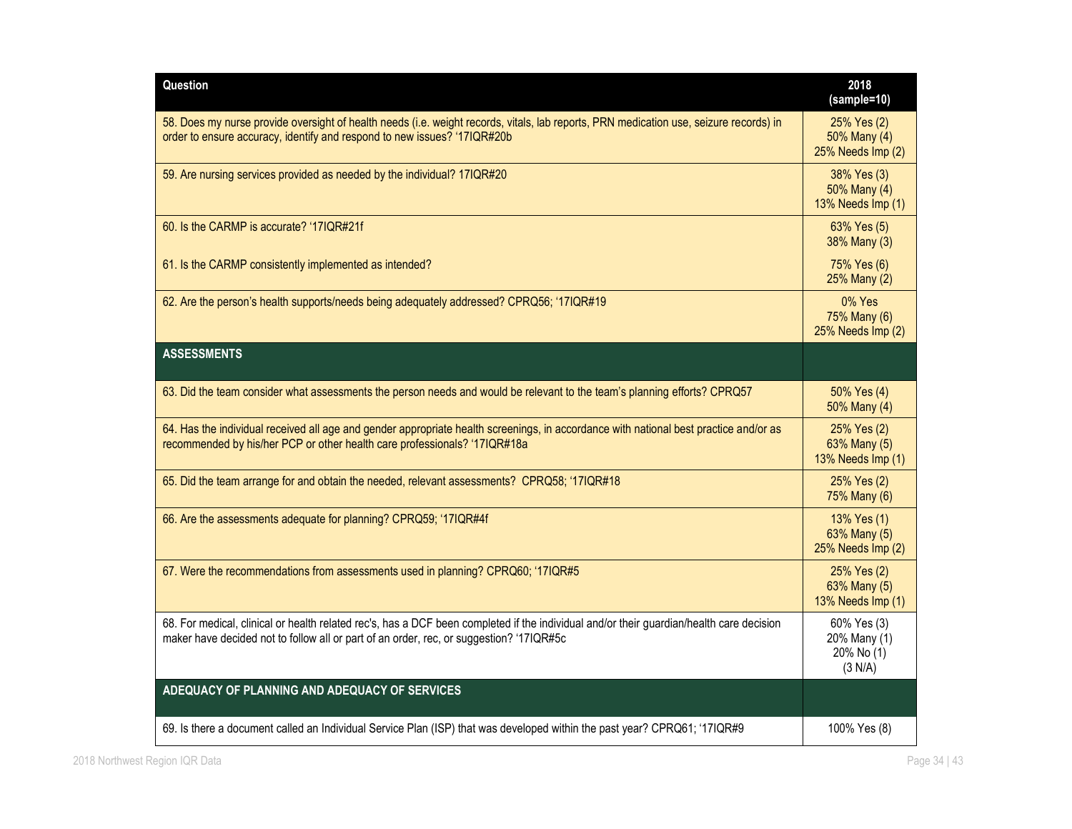| Question | 2018 (sample=10) |
| --- | --- |
| 58. Does my nurse provide oversight of health needs (i.e. weight records, vitals, lab reports, PRN medication use, seizure records) in order to ensure accuracy, identify and respond to new issues? '17IQR#20b | 25% Yes (2)<br>50% Many (4)<br>25% Needs Imp (2) |
| 59. Are nursing services provided as needed by the individual? 17IQR#20 | 38% Yes (3)<br>50% Many (4)<br>13% Needs Imp (1) |
| 60. Is the CARMP is accurate? '17IQR#21f | 63% Yes (5)<br>38% Many (3) |
| 61. Is the CARMP consistently implemented as intended? | 75% Yes (6)<br>25% Many (2) |
| 62. Are the person's health supports/needs being adequately addressed? CPRQ56; '17IQR#19 | 0% Yes<br>75% Many (6)<br>25% Needs Imp (2) |
| **ASSESSMENTS** | |
| 63. Did the team consider what assessments the person needs and would be relevant to the team's planning efforts? CPRQ57 | 50% Yes (4)<br>50% Many (4) |
| 64. Has the individual received all age and gender appropriate health screenings, in accordance with national best practice and/or as recommended by his/her PCP or other health care professionals? '17IQR#18a | 25% Yes (2)<br>63% Many (5)<br>13% Needs Imp (1) |
| 65. Did the team arrange for and obtain the needed, relevant assessments? CPRQ58; '17IQR#18 | 25% Yes (2)<br>75% Many (6) |
| 66. Are the assessments adequate for planning? CPRQ59; '17IQR#4f | 13% Yes (1)<br>63% Many (5)<br>25% Needs Imp (2) |
| 67. Were the recommendations from assessments used in planning? CPRQ60; '17IQR#5 | 25% Yes (2)<br>63% Many (5)<br>13% Needs Imp (1) |
| 68. For medical, clinical or health related rec's, has a DCF been completed if the individual and/or their guardian/health care decision maker have decided not to follow all or part of an order, rec, or suggestion? '17IQR#5c | 60% Yes (3)<br>20% Many (1)<br>20% No (1)<br>(3 N/A) |
| **ADEQUACY OF PLANNING AND ADEQUACY OF SERVICES** | |
| 69. Is there a document called an Individual Service Plan (ISP) that was developed within the past year? CPRQ61; '17IQR#9 | 100% Yes (8) |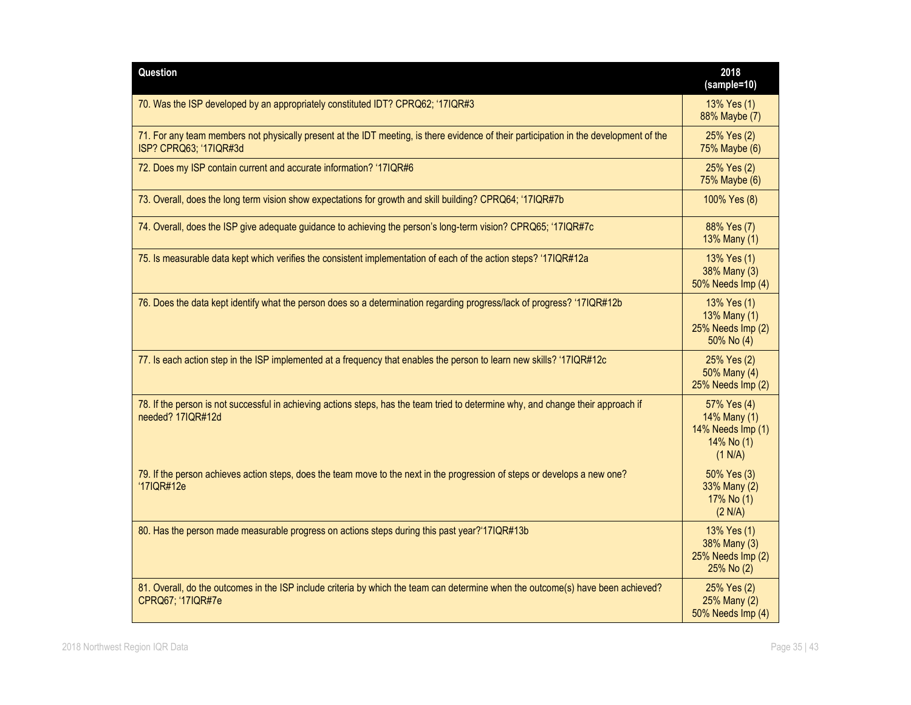| Question | 2018 (sample=10) |
|---|---|
| 70. Was the ISP developed by an appropriately constituted IDT? CPRQ62; '17IQR#3 | 13% Yes (1)<br>88% Maybe (7) |
| 71. For any team members not physically present at the IDT meeting, is there evidence of their participation in the development of the ISP? CPRQ63; '17IQR#3d | 25% Yes (2)<br>75% Maybe (6) |
| 72. Does my ISP contain current and accurate information? '17IQR#6 | 25% Yes (2)<br>75% Maybe (6) |
| 73. Overall, does the long term vision show expectations for growth and skill building? CPRQ64; '17IQR#7b | 100% Yes (8) |
| 74. Overall, does the ISP give adequate guidance to achieving the person's long-term vision? CPRQ65; '17IQR#7c | 88% Yes (7)<br>13% Many (1) |
| 75. Is measurable data kept which verifies the consistent implementation of each of the action steps? '17IQR#12a | 13% Yes (1)<br>38% Many (3)<br>50% Needs Imp (4) |
| 76. Does the data kept identify what the person does so a determination regarding progress/lack of progress? '17IQR#12b | 13% Yes (1)<br>13% Many (1)<br>25% Needs Imp (2)<br>50% No (4) |
| 77. Is each action step in the ISP implemented at a frequency that enables the person to learn new skills? '17IQR#12c | 25% Yes (2)<br>50% Many (4)<br>25% Needs Imp (2) |
| 78. If the person is not successful in achieving actions steps, has the team tried to determine why, and change their approach if needed? 17IQR#12d | 57% Yes (4)<br>14% Many (1)<br>14% Needs Imp (1)<br>14% No (1)<br>(1 N/A) |
| 79. If the person achieves action steps, does the team move to the next in the progression of steps or develops a new one? '17IQR#12e | 50% Yes (3)<br>33% Many (2)<br>17% No (1)<br>(2 N/A) |
| 80. Has the person made measurable progress on actions steps during this past year?'17IQR#13b | 13% Yes (1)<br>38% Many (3)<br>25% Needs Imp (2)<br>25% No (2) |
| 81. Overall, do the outcomes in the ISP include criteria by which the team can determine when the outcome(s) have been achieved? CPRQ67; '17IQR#7e | 25% Yes (2)<br>25% Many (2)<br>50% Needs Imp (4) |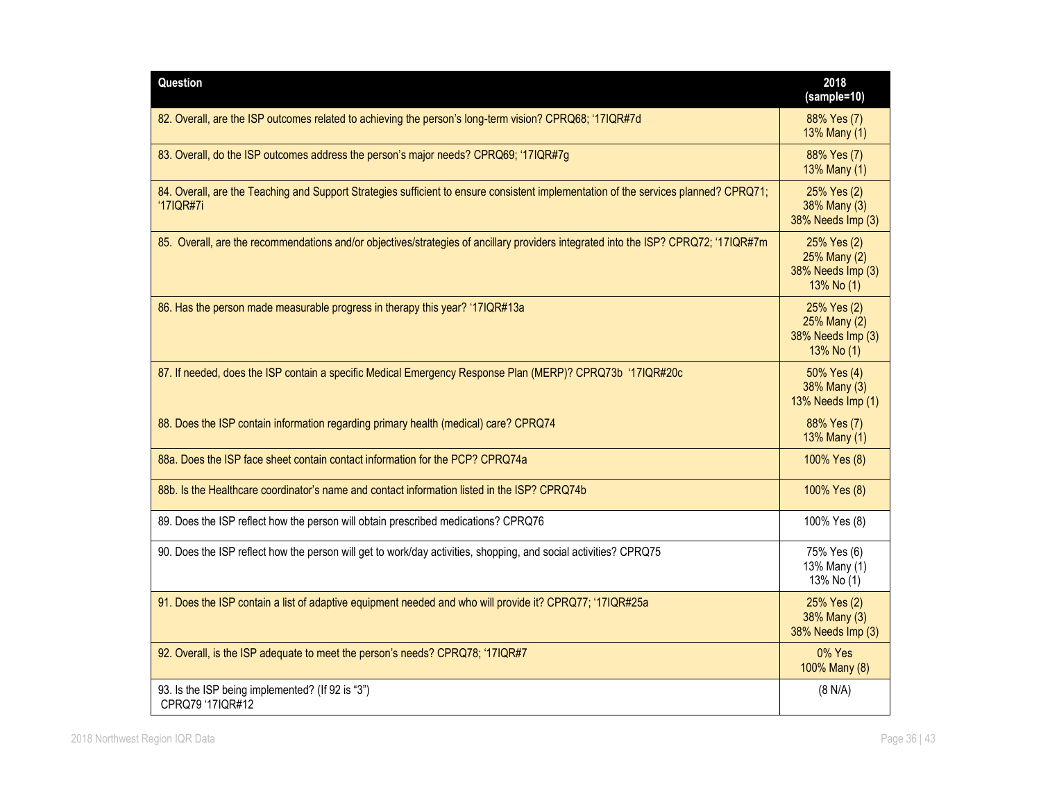| Question | 2018 (sample=10) |
|---|---|
| 82. Overall, are the ISP outcomes related to achieving the person's long-term vision? CPRQ68; '17IQR#7d | 88% Yes (7)<br>13% Many (1) |
| 83. Overall, do the ISP outcomes address the person's major needs? CPRQ69; '17IQR#7g | 88% Yes (7)<br>13% Many (1) |
| 84. Overall, are the Teaching and Support Strategies sufficient to ensure consistent implementation of the services planned? CPRQ71; '17IQR#7i | 25% Yes (2)<br>38% Many (3)<br>38% Needs Imp (3) |
| 85. Overall, are the recommendations and/or objectives/strategies of ancillary providers integrated into the ISP? CPRQ72; '17IQR#7m | 25% Yes (2)<br>25% Many (2)<br>38% Needs Imp (3)<br>13% No (1) |
| 86. Has the person made measurable progress in therapy this year? '17IQR#13a | 25% Yes (2)<br>25% Many (2)<br>38% Needs Imp (3)<br>13% No (1) |
| 87. If needed, does the ISP contain a specific Medical Emergency Response Plan (MERP)? CPRQ73b '17IQR#20c | 50% Yes (4)<br>38% Many (3)<br>13% Needs Imp (1) |
| 88. Does the ISP contain information regarding primary health (medical) care? CPRQ74 | 88% Yes (7)<br>13% Many (1) |
| 88a. Does the ISP face sheet contain contact information for the PCP? CPRQ74a | 100% Yes (8) |
| 88b. Is the Healthcare coordinator's name and contact information listed in the ISP? CPRQ74b | 100% Yes (8) |
| 89. Does the ISP reflect how the person will obtain prescribed medications? CPRQ76 | 100% Yes (8) |
| 90. Does the ISP reflect how the person will get to work/day activities, shopping, and social activities? CPRQ75 | 75% Yes (6)<br>13% Many (1)<br>13% No (1) |
| 91. Does the ISP contain a list of adaptive equipment needed and who will provide it? CPRQ77; '17IQR#25a | 25% Yes (2)<br>38% Many (3)<br>38% Needs Imp (3) |
| 92. Overall, is the ISP adequate to meet the person's needs? CPRQ78; '17IQR#7 | 0% Yes<br>100% Many (8) |
| 93. Is the ISP being implemented? (If 92 is "3") CPRQ79 '17IQR#12 | (8 N/A) |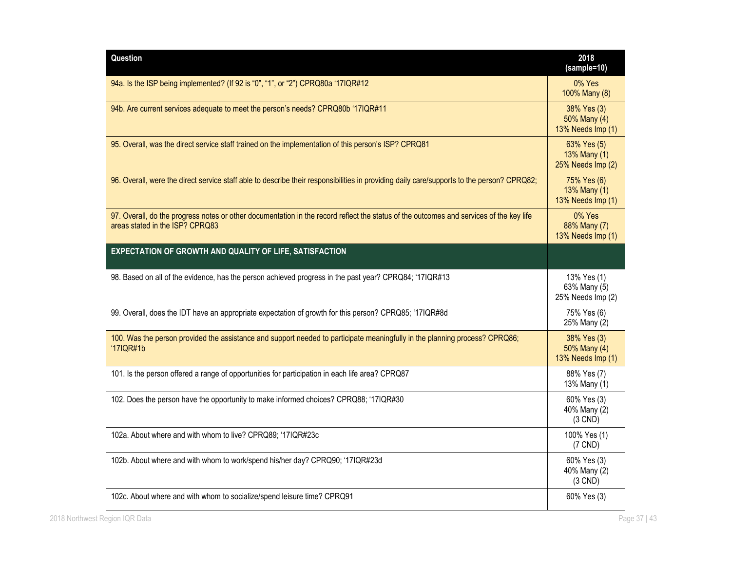| Question | 2018 (sample=10) |
|---|---|
| 94a. Is the ISP being implemented? (If 92 is "0", "1", or "2") CPRQ80a '17IQR#12 | 0% Yes<br>100% Many (8) |
| 94b. Are current services adequate to meet the person's needs? CPRQ80b '17IQR#11 | 38% Yes (3)<br>50% Many (4)<br>13% Needs Imp (1) |
| 95. Overall, was the direct service staff trained on the implementation of this person's ISP? CPRQ81 | 63% Yes (5)<br>13% Many (1)<br>25% Needs Imp (2) |
| 96. Overall, were the direct service staff able to describe their responsibilities in providing daily care/supports to the person? CPRQ82; | 75% Yes (6)<br>13% Many (1)<br>13% Needs Imp (1) |
| 97. Overall, do the progress notes or other documentation in the record reflect the status of the outcomes and services of the key life areas stated in the ISP? CPRQ83 | 0% Yes<br>88% Many (7)<br>13% Needs Imp (1) |
| **EXPECTATION OF GROWTH AND QUALITY OF LIFE, SATISFACTION** | |
| 98. Based on all of the evidence, has the person achieved progress in the past year? CPRQ84; '17IQR#13 | 13% Yes (1)<br>63% Many (5)<br>25% Needs Imp (2) |
| 99. Overall, does the IDT have an appropriate expectation of growth for this person? CPRQ85; '17IQR#8d | 75% Yes (6)<br>25% Many (2) |
| 100. Was the person provided the assistance and support needed to participate meaningfully in the planning process? CPRQ86; '17IQR#1b | 38% Yes (3)<br>50% Many (4)<br>13% Needs Imp (1) |
| 101. Is the person offered a range of opportunities for participation in each life area? CPRQ87 | 88% Yes (7)<br>13% Many (1) |
| 102. Does the person have the opportunity to make informed choices? CPRQ88; '17IQR#30 | 60% Yes (3)<br>40% Many (2)<br>(3 CND) |
| 102a. About where and with whom to live? CPRQ89; '17IQR#23c | 100% Yes (1)<br>(7 CND) |
| 102b. About where and with whom to work/spend his/her day? CPRQ90; '17IQR#23d | 60% Yes (3)<br>40% Many (2)<br>(3 CND) |
| 102c. About where and with whom to socialize/spend leisure time? CPRQ91 | 60% Yes (3) |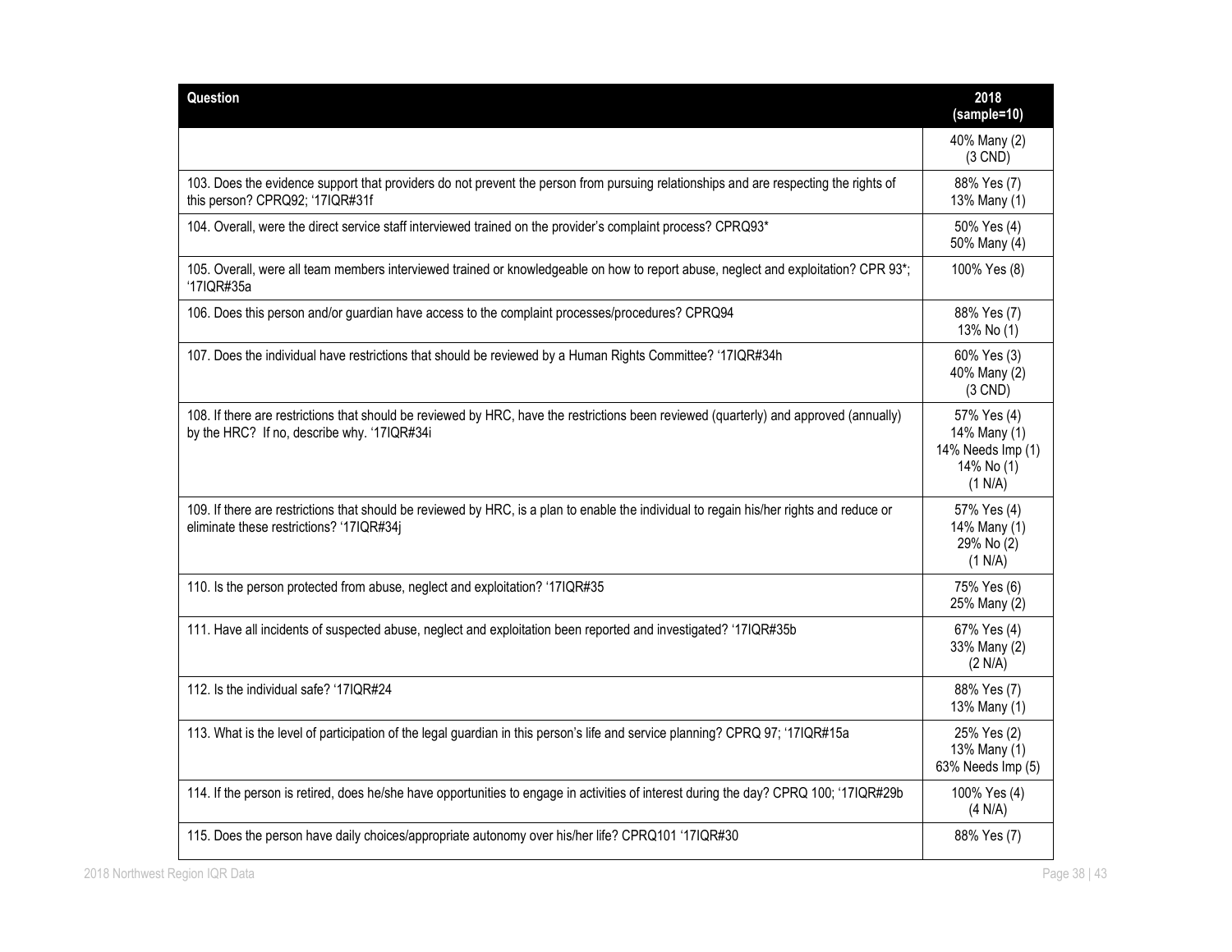| Question | 2018 (sample=10) |
| --- | --- |
| | 40% Many (2) (3 CND) |
| 103. Does the evidence support that providers do not prevent the person from pursuing relationships and are respecting the rights of this person? CPRQ92; '17IQR#31f | 88% Yes (7) 13% Many (1) |
| 104. Overall, were the direct service staff interviewed trained on the provider's complaint process? CPRQ93* | 50% Yes (4) 50% Many (4) |
| 105. Overall, were all team members interviewed trained or knowledgeable on how to report abuse, neglect and exploitation? CPR 93*; '17IQR#35a | 100% Yes (8) |
| 106. Does this person and/or guardian have access to the complaint processes/procedures? CPRQ94 | 88% Yes (7) 13% No (1) |
| 107. Does the individual have restrictions that should be reviewed by a Human Rights Committee? '17IQR#34h | 60% Yes (3) 40% Many (2) (3 CND) |
| 108. If there are restrictions that should be reviewed by HRC, have the restrictions been reviewed (quarterly) and approved (annually) by the HRC? If no, describe why. '17IQR#34i | 57% Yes (4) 14% Many (1) 14% Needs Imp (1) 14% No (1) (1 N/A) |
| 109. If there are restrictions that should be reviewed by HRC, is a plan to enable the individual to regain his/her rights and reduce or eliminate these restrictions? '17IQR#34j | 57% Yes (4) 14% Many (1) 29% No (2) (1 N/A) |
| 110. Is the person protected from abuse, neglect and exploitation? '17IQR#35 | 75% Yes (6) 25% Many (2) |
| 111. Have all incidents of suspected abuse, neglect and exploitation been reported and investigated? '17IQR#35b | 67% Yes (4) 33% Many (2) (2 N/A) |
| 112. Is the individual safe? '17IQR#24 | 88% Yes (7) 13% Many (1) |
| 113. What is the level of participation of the legal guardian in this person's life and service planning? CPRQ 97; '17IQR#15a | 25% Yes (2) 13% Many (1) 63% Needs Imp (5) |
| 114. If the person is retired, does he/she have opportunities to engage in activities of interest during the day? CPRQ 100; '17IQR#29b | 100% Yes (4) (4 N/A) |
| 115. Does the person have daily choices/appropriate autonomy over his/her life? CPRQ101 '17IQR#30 | 88% Yes (7) |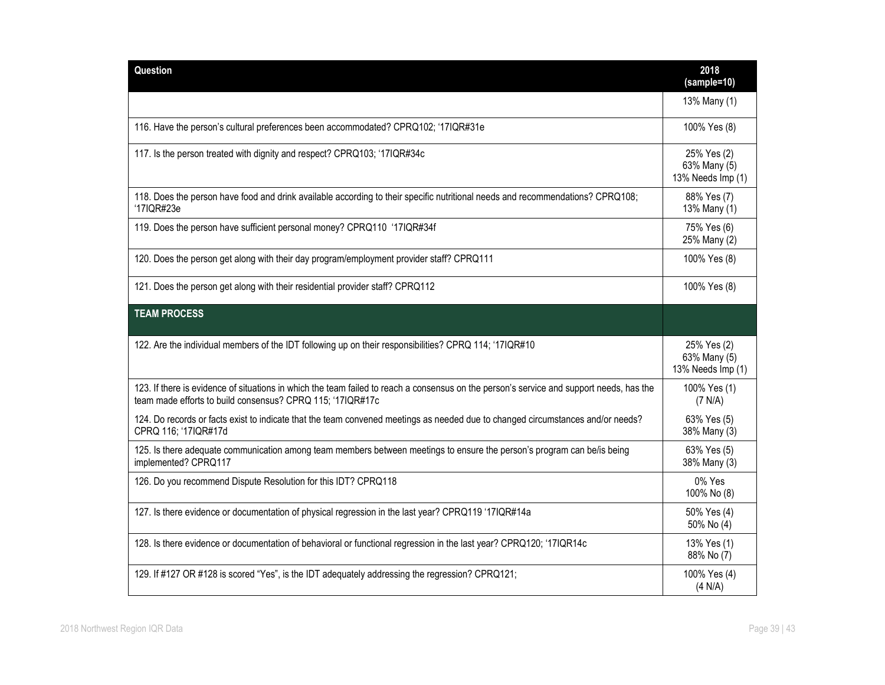| Question | 2018 (sample=10) |
| --- | --- |
| | 13% Many (1) |
| 116. Have the person's cultural preferences been accommodated? CPRQ102; '17IQR#31e | 100% Yes (8) |
| 117. Is the person treated with dignity and respect? CPRQ103; '17IQR#34c | 25% Yes (2)<br>63% Many (5)<br>13% Needs Imp (1) |
| 118. Does the person have food and drink available according to their specific nutritional needs and recommendations? CPRQ108; '17IQR#23e | 88% Yes (7)<br>13% Many (1) |
| 119. Does the person have sufficient personal money? CPRQ110 '17IQR#34f | 75% Yes (6)<br>25% Many (2) |
| 120. Does the person get along with their day program/employment provider staff? CPRQ111 | 100% Yes (8) |
| 121. Does the person get along with their residential provider staff? CPRQ112 | 100% Yes (8) |
| **TEAM PROCESS** | |
| 122. Are the individual members of the IDT following up on their responsibilities? CPRQ 114; '17IQR#10 | 25% Yes (2)<br>63% Many (5)<br>13% Needs Imp (1) |
| 123. If there is evidence of situations in which the team failed to reach a consensus on the person's service and support needs, has the team made efforts to build consensus? CPRQ 115; '17IQR#17c | 100% Yes (1)<br>(7 N/A) |
| 124. Do records or facts exist to indicate that the team convened meetings as needed due to changed circumstances and/or needs? CPRQ 116; '17IQR#17d | 63% Yes (5)<br>38% Many (3) |
| 125. Is there adequate communication among team members between meetings to ensure the person's program can be/is being implemented? CPRQ117 | 63% Yes (5)<br>38% Many (3) |
| 126. Do you recommend Dispute Resolution for this IDT? CPRQ118 | 0% Yes<br>100% No (8) |
| 127. Is there evidence or documentation of physical regression in the last year? CPRQ119 '17IQR#14a | 50% Yes (4)<br>50% No (4) |
| 128. Is there evidence or documentation of behavioral or functional regression in the last year? CPRQ120; '17IQR14c | 13% Yes (1)<br>88% No (7) |
| 129. If #127 OR #128 is scored "Yes", is the IDT adequately addressing the regression? CPRQ121; | 100% Yes (4)<br>(4 N/A) |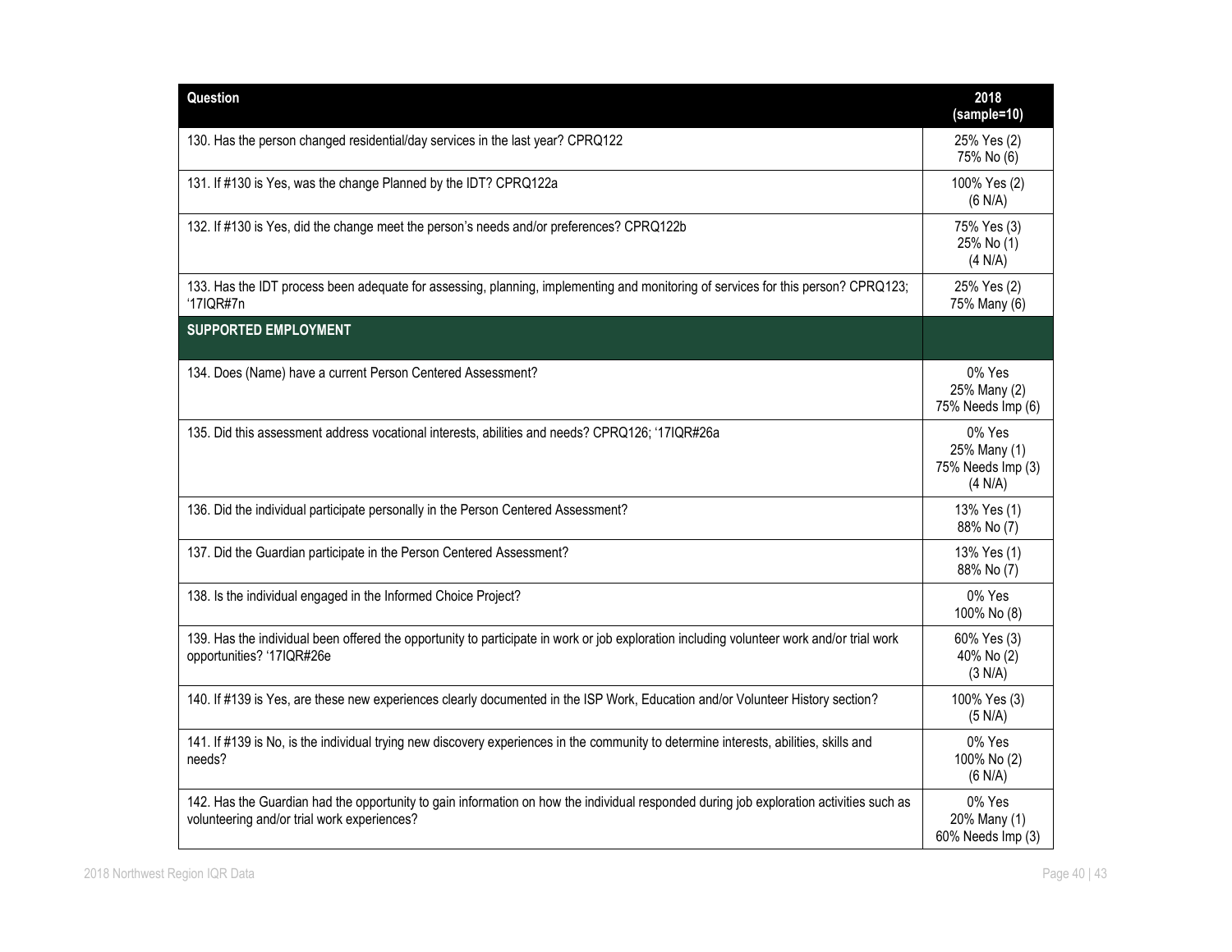| Question | 2018 (sample=10) |
|---|---|
| 130. Has the person changed residential/day services in the last year? CPRQ122 | 25% Yes (2)<br>75% No (6) |
| 131. If #130 is Yes, was the change Planned by the IDT? CPRQ122a | 100% Yes (2)<br>(6 N/A) |
| 132. If #130 is Yes, did the change meet the person's needs and/or preferences? CPRQ122b | 75% Yes (3)<br>25% No (1)<br>(4 N/A) |
| 133. Has the IDT process been adequate for assessing, planning, implementing and monitoring of services for this person? CPRQ123; '17IQR#7n | 25% Yes (2)<br>75% Many (6) |
| **SUPPORTED EMPLOYMENT** | |
| 134. Does (Name) have a current Person Centered Assessment? | 0% Yes<br>25% Many (2)<br>75% Needs Imp (6) |
| 135. Did this assessment address vocational interests, abilities and needs? CPRQ126; '17IQR#26a | 0% Yes<br>25% Many (1)<br>75% Needs Imp (3)<br>(4 N/A) |
| 136. Did the individual participate personally in the Person Centered Assessment? | 13% Yes (1)<br>88% No (7) |
| 137. Did the Guardian participate in the Person Centered Assessment? | 13% Yes (1)<br>88% No (7) |
| 138. Is the individual engaged in the Informed Choice Project? | 0% Yes<br>100% No (8) |
| 139. Has the individual been offered the opportunity to participate in work or job exploration including volunteer work and/or trial work opportunities? '17IQR#26e | 60% Yes (3)<br>40% No (2)<br>(3 N/A) |
| 140. If #139 is Yes, are these new experiences clearly documented in the ISP Work, Education and/or Volunteer History section? | 100% Yes (3)<br>(5 N/A) |
| 141. If #139 is No, is the individual trying new discovery experiences in the community to determine interests, abilities, skills and needs? | 0% Yes<br>100% No (2)<br>(6 N/A) |
| 142. Has the Guardian had the opportunity to gain information on how the individual responded during job exploration activities such as volunteering and/or trial work experiences? | 0% Yes<br>20% Many (1)<br>60% Needs Imp (3) |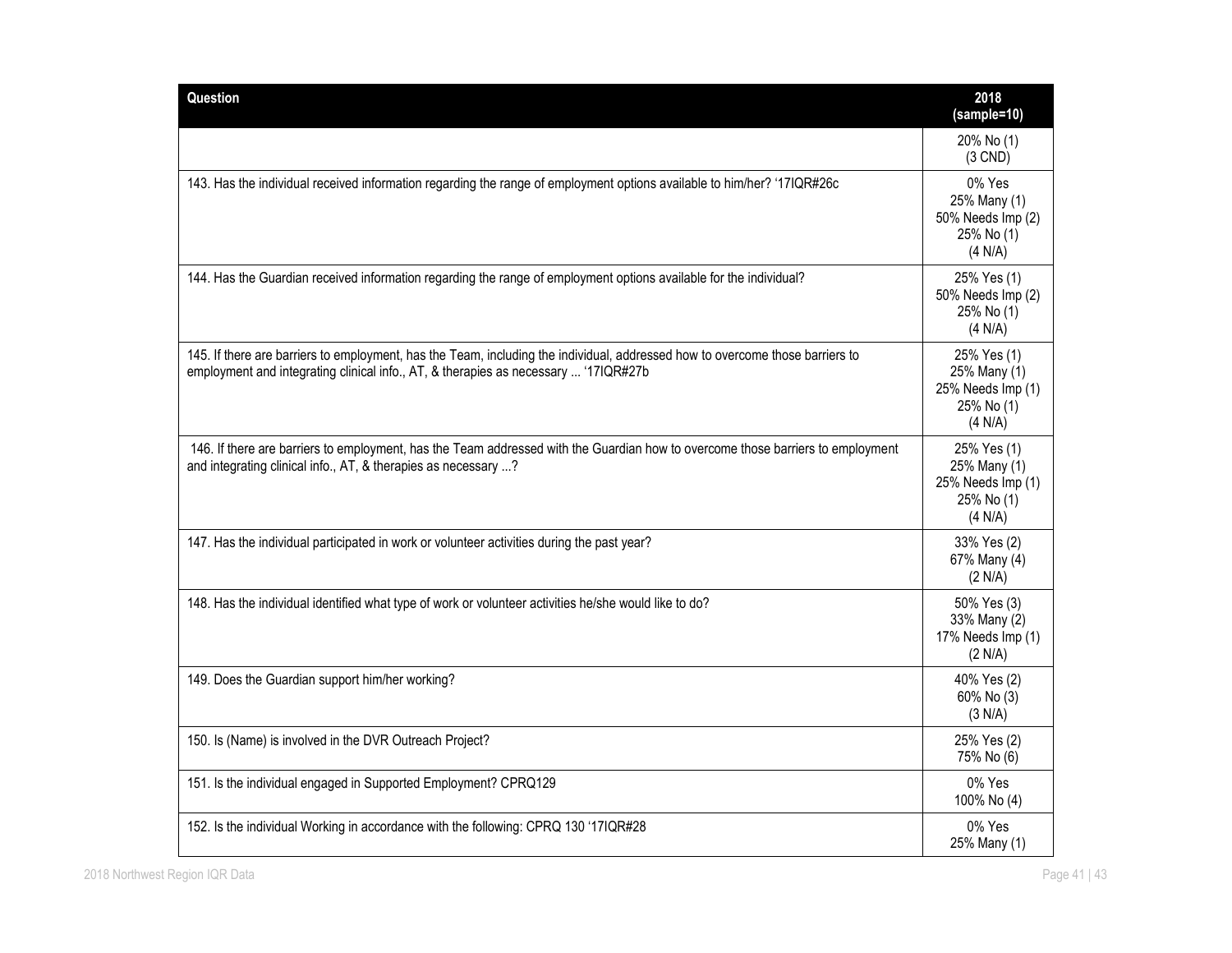| Question | 2018 (sample=10) |
|---|---|
| | 20% No (1)<br>(3 CND) |
| 143. Has the individual received information regarding the range of employment options available to him/her? '17IQR#26c | 0% Yes<br>25% Many (1)<br>50% Needs Imp (2)<br>25% No (1)<br>(4 N/A) |
| 144. Has the Guardian received information regarding the range of employment options available for the individual? | 25% Yes (1)<br>50% Needs Imp (2)<br>25% No (1)<br>(4 N/A) |
| 145. If there are barriers to employment, has the Team, including the individual, addressed how to overcome those barriers to employment and integrating clinical info., AT, & therapies as necessary ... '17IQR#27b | 25% Yes (1)<br>25% Many (1)<br>25% Needs Imp (1)<br>25% No (1)<br>(4 N/A) |
| 146. If there are barriers to employment, has the Team addressed with the Guardian how to overcome those barriers to employment and integrating clinical info., AT, & therapies as necessary ...? | 25% Yes (1)<br>25% Many (1)<br>25% Needs Imp (1)<br>25% No (1)<br>(4 N/A) |
| 147. Has the individual participated in work or volunteer activities during the past year? | 33% Yes (2)<br>67% Many (4)<br>(2 N/A) |
| 148. Has the individual identified what type of work or volunteer activities he/she would like to do? | 50% Yes (3)<br>33% Many (2)<br>17% Needs Imp (1)<br>(2 N/A) |
| 149. Does the Guardian support him/her working? | 40% Yes (2)<br>60% No (3)<br>(3 N/A) |
| 150. Is (Name) is involved in the DVR Outreach Project? | 25% Yes (2)<br>75% No (6) |
| 151. Is the individual engaged in Supported Employment? CPRQ129 | 0% Yes<br>100% No (4) |
| 152. Is the individual Working in accordance with the following: CPRQ 130 '17IQR#28 | 0% Yes<br>25% Many (1) |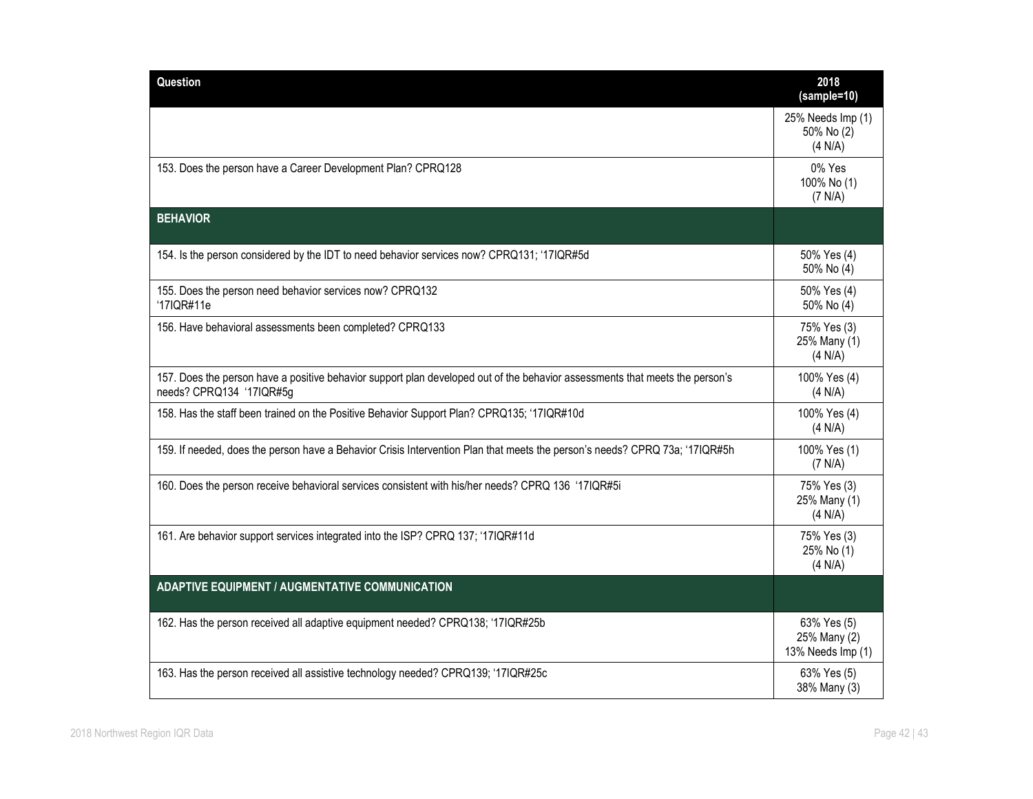| Question | 2018 (sample=10) |
|---|---|
| | 25% Needs Imp (1) 50% No (2) (4 N/A) |
| 153. Does the person have a Career Development Plan? CPRQ128 | 0% Yes 100% No (1) (7 N/A) |
| **BEHAVIOR** | |
| 154. Is the person considered by the IDT to need behavior services now? CPRQ131; '17IQR#5d | 50% Yes (4) 50% No (4) |
| 155. Does the person need behavior services now? CPRQ132 '17IQR#11e | 50% Yes (4) 50% No (4) |
| 156. Have behavioral assessments been completed? CPRQ133 | 75% Yes (3) 25% Many (1) (4 N/A) |
| 157. Does the person have a positive behavior support plan developed out of the behavior assessments that meets the person's needs? CPRQ134 '17IQR#5g | 100% Yes (4) (4 N/A) |
| 158. Has the staff been trained on the Positive Behavior Support Plan? CPRQ135; '17IQR#10d | 100% Yes (4) (4 N/A) |
| 159. If needed, does the person have a Behavior Crisis Intervention Plan that meets the person's needs? CPRQ 73a; '17IQR#5h | 100% Yes (1) (7 N/A) |
| 160. Does the person receive behavioral services consistent with his/her needs? CPRQ 136 '17IQR#5i | 75% Yes (3) 25% Many (1) (4 N/A) |
| 161. Are behavior support services integrated into the ISP? CPRQ 137; '17IQR#11d | 75% Yes (3) 25% No (1) (4 N/A) |
| **ADAPTIVE EQUIPMENT / AUGMENTATIVE COMMUNICATION** | |
| 162. Has the person received all adaptive equipment needed? CPRQ138; '17IQR#25b | 63% Yes (5) 25% Many (2) 13% Needs Imp (1) |
| 163. Has the person received all assistive technology needed? CPRQ139; '17IQR#25c | 63% Yes (5) 38% Many (3) |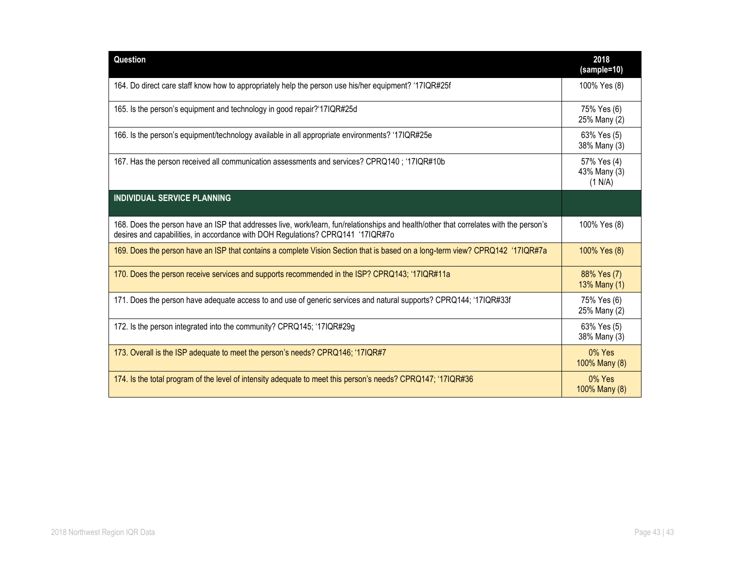| Question | 2018 (sample=10) |
| --- | --- |
| 164. Do direct care staff know how to appropriately help the person use his/her equipment? '17IQR#25f | 100% Yes (8) |
| 165. Is the person's equipment and technology in good repair?'17IQR#25d | 75% Yes (6)<br>25% Many (2) |
| 166. Is the person's equipment/technology available in all appropriate environments? '17IQR#25e | 63% Yes (5)<br>38% Many (3) |
| 167. Has the person received all communication assessments and services? CPRQ140 ; '17IQR#10b | 57% Yes (4)<br>43% Many (3)<br>(1 N/A) |
| **INDIVIDUAL SERVICE PLANNING** | |
| 168. Does the person have an ISP that addresses live, work/learn, fun/relationships and health/other that correlates with the person's desires and capabilities, in accordance with DOH Regulations? CPRQ141 '17IQR#7o | 100% Yes (8) |
| 169. Does the person have an ISP that contains a complete Vision Section that is based on a long-term view? CPRQ142 '17IQR#7a | 100% Yes (8) |
| 170. Does the person receive services and supports recommended in the ISP? CPRQ143; '17IQR#11a | 88% Yes (7)<br>13% Many (1) |
| 171. Does the person have adequate access to and use of generic services and natural supports? CPRQ144; '17IQR#33f | 75% Yes (6)<br>25% Many (2) |
| 172. Is the person integrated into the community? CPRQ145; '17IQR#29g | 63% Yes (5)<br>38% Many (3) |
| 173. Overall is the ISP adequate to meet the person's needs? CPRQ146; '17IQR#7 | 0% Yes<br>100% Many (8) |
| 174. Is the total program of the level of intensity adequate to meet this person's needs? CPRQ147; '17IQR#36 | 0% Yes<br>100% Many (8) |